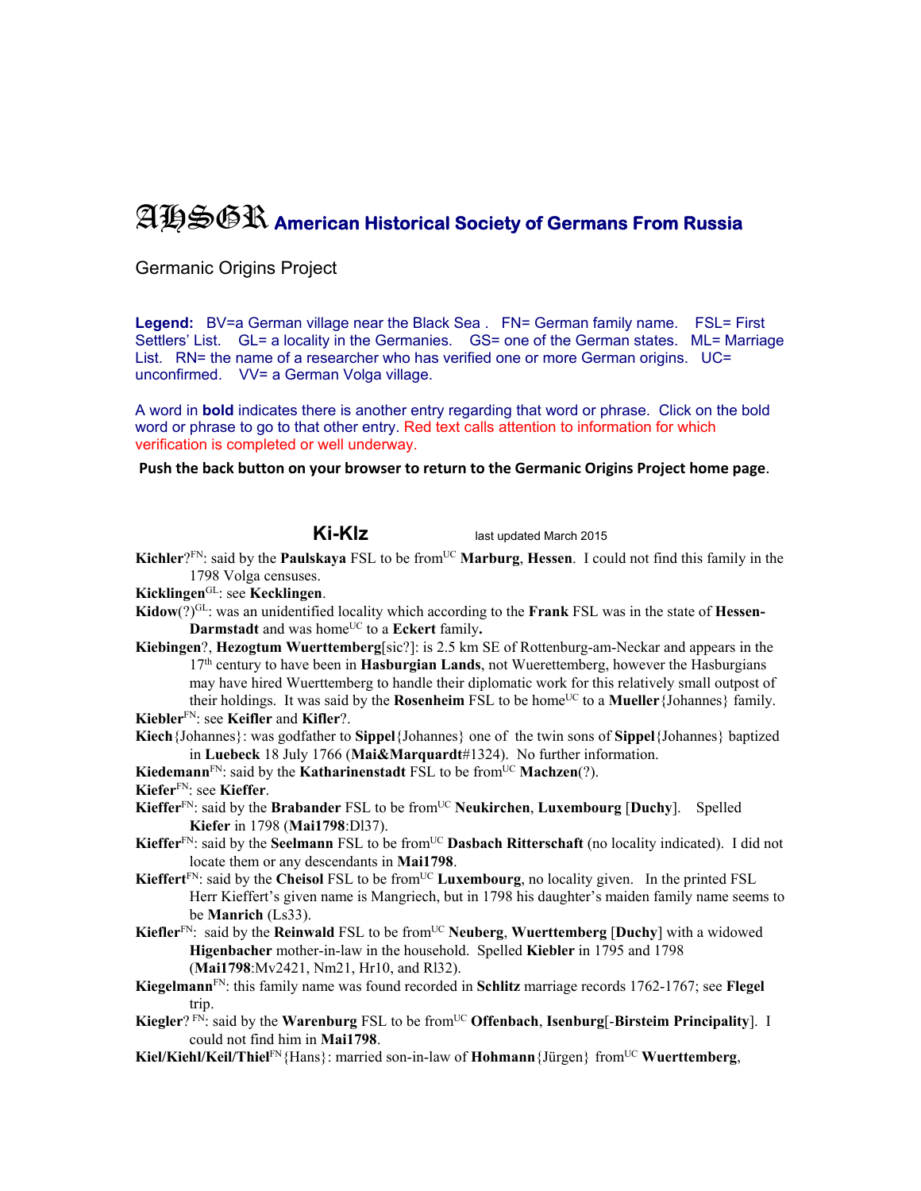# AHSGR American Historical Society of Germans From Russia

Germanic Origins Project

**Legend:** BV=a German village near the Black Sea . FN= German family name. FSL= First Settlers' List. GL= a locality in the Germanies. GS= one of the German states. ML= Marriage List. RN= the name of a researcher who has verified one or more German origins. UC= unconfirmed. VV= a German Volga village.

A word in **bold** indicates there is another entry regarding that word or phrase. Click on the bold word or phrase to go to that other entry. Red text calls attention to information for which verification is completed or well underway.

**Push the back button on your browser to return to the Germanic Origins Project home page**.

## Ki-Klz

last updated March 2015

**Kichler**?[FN]: said by the **Paulskaya** FSL to be from[UC] **Marburg**, **Hessen**. I could not find this family in the 1798 Volga censuses.

**Kicklingen**[GL]: see **Kecklingen**.

**Kidow**(?)[GL]: was an unidentified locality which according to the **Frank** FSL was in the state of **Hessen-Darmstadt** and was home[UC] to a **Eckert** family**.**

**Kiebingen**?, **Hezogtum Wuerttemberg**[sic?]: is 2.5 km SE of Rottenburg-am-Neckar and appears in the 17[th] century to have been in **Hasburgian Lands**, not Wuerettemberg, however the Hasburgians may have hired Wuerttemberg to handle their diplomatic work for this relatively small outpost of their holdings. It was said by the **Rosenheim** FSL to be home[UC] to a **Mueller**{Johannes} family.

**Kiebler**[FN]: see **Keifler** and **Kifler**?.

**Kiech**{Johannes}: was godfather to **Sippel**{Johannes} one of the twin sons of **Sippel**{Johannes} baptized in **Luebeck** 18 July 1766 (**Mai&Marquardt**#1324). No further information.

**Kiedemann**[FN]: said by the **Katharinenstadt** FSL to be from[UC] **Machzen**(?).

**Kiefer**[FN]: see **Kieffer**.

**Kieffer**[FN]: said by the **Brabander** FSL to be from[UC] **Neukirchen**, **Luxembourg** [**Duchy**]. Spelled **Kiefer** in 1798 (**Mai1798**:Dl37).

**Kieffer**[FN]: said by the **Seelmann** FSL to be from[UC] **Dasbach Ritterschaft** (no locality indicated). I did not locate them or any descendants in **Mai1798**.

**Kieffert**[FN]: said by the **Cheisol** FSL to be from[UC] **Luxembourg**, no locality given. In the printed FSL Herr Kieffert's given name is Mangriech, but in 1798 his daughter's maiden family name seems to be **Manrich** (Ls33).

**Kiefler**[FN]: said by the **Reinwald** FSL to be from[UC] **Neuberg**, **Wuerttemberg** [**Duchy**] with a widowed **Higenbacher** mother-in-law in the household. Spelled **Kiebler** in 1795 and 1798 (**Mai1798**:Mv2421, Nm21, Hr10, and Rl32).

**Kiegelmann**[FN]: this family name was found recorded in **Schlitz** marriage records 1762-1767; see **Flegel** trip.

**Kiegler**? [FN]: said by the **Warenburg** FSL to be from[UC] **Offenbach**, **Isenburg**[-**Birsteim Principality**]. I could not find him in **Mai1798**.

**Kiel/Kiehl/Keil/Thiel**[FN]{Hans}: married son-in-law of **Hohmann**{Jürgen} from[UC] **Wuerttemberg**,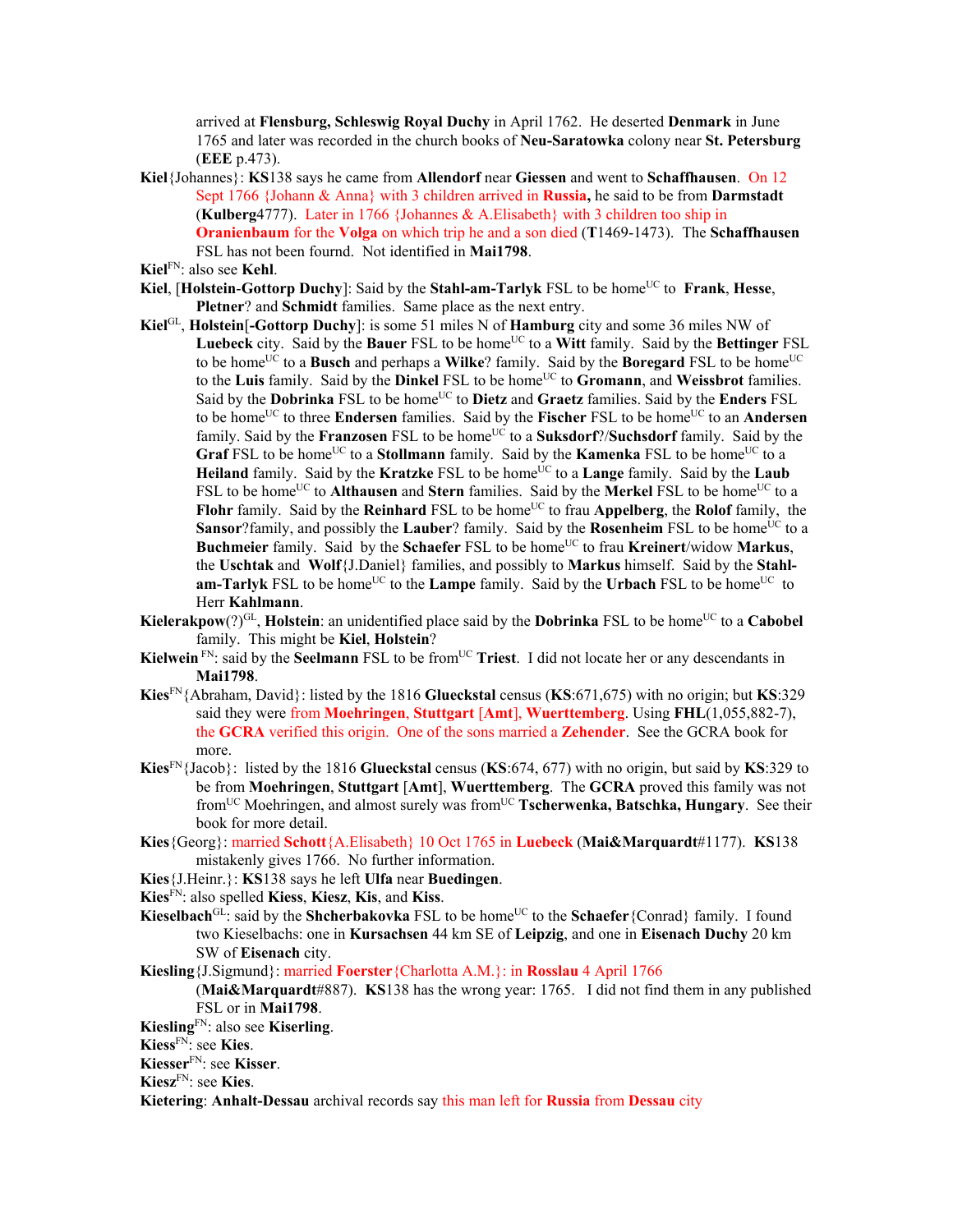arrived at **Flensburg, Schleswig Royal Duchy** in April 1762. He deserted **Denmark** in June 1765 and later was recorded in the church books of **Neu-Saratowka** colony near **St. Petersburg** (**EEE** p.473).

**Kiel**{Johannes}: **KS**138 says he came from **Allendorf** near **Giessen** and went to **Schaffhausen**. On 12 Sept 1766 {Johann & Anna} with 3 children arrived in **Russia,** he said to be from **Darmstadt** (**Kulberg**4777). Later in 1766 {Johannes & A.Elisabeth} with 3 children too ship in **Oranienbaum** for the **Volga** on which trip he and a son died (**T**1469-1473). The **Schaffhausen** FSL has not been fourd. Not identified in **Mai1798**.

**Kiel**[FN]: also see **Kehl**.

**Kiel**, [**Holstein**-**Gottorp Duchy**]: Said by the **Stahl-am-Tarlyk** FSL to be home[UC] to **Frank**, **Hesse**, **Pletner**? and **Schmidt** families. Same place as the next entry.

**Kiel**[GL], **Holstein**[-**Gottorp Duchy**]: is some 51 miles N of **Hamburg** city and some 36 miles NW of **Luebeck** city. Said by the **Bauer** FSL to be home[UC] to a **Witt** family. Said by the **Bettinger** FSL to be home[UC] to a **Busch** and perhaps a **Wilke**? family. Said by the **Boregard** FSL to be home[UC] to the **Luis** family. Said by the **Dinkel** FSL to be home[UC] to **Gromann**, and **Weissbrot** families. Said by the **Dobrinka** FSL to be home[UC] to **Dietz** and **Graetz** families. Said by the **Enders** FSL to be home[UC] to three **Endersen** families. Said by the **Fischer** FSL to be home[UC] to an **Andersen** family. Said by the **Franzosen** FSL to be home[UC] to a **Suksdorf**?/**Suchsdorf** family. Said by the **Graf** FSL to be home[UC] to a **Stollmann** family. Said by the **Kamenka** FSL to be home[UC] to a **Heiland** family. Said by the **Kratzke** FSL to be home[UC] to a **Lange** family. Said by the **Laub** FSL to be home[UC] to **Althausen** and **Stern** families. Said by the **Merkel** FSL to be home[UC] to a **Flohr** family. Said by the **Reinhard** FSL to be home[UC] to frau **Appelberg**, the **Rolof** family, the **Sansor**?family, and possibly the **Lauber**? family. Said by the **Rosenheim** FSL to be home[UC] to a **Buchmeier** family. Said by the **Schaefer** FSL to be home[UC] to frau **Kreinert**/widow **Markus**, the **Uschtak** and **Wolf**{J.Daniel} families, and possibly to **Markus** himself. Said by the **Stahl-am-Tarlyk** FSL to be home[UC] to the **Lampe** family. Said by the **Urbach** FSL to be home[UC] to Herr **Kahlmann**.

**Kielerakpow**(?)[GL], **Holstein**: an unidentified place said by the **Dobrinka** FSL to be home[UC] to a **Cabobel** family. This might be **Kiel**, **Holstein**?

**Kielwein** [FN]: said by the **Seelmann** FSL to be from[UC] **Triest**. I did not locate her or any descendants in **Mai1798**.

**Kies**[FN]{Abraham, David}: listed by the 1816 **Glueckstal** census (**KS**:671,675) with no origin; but **KS**:329 said they were from **Moehringen**, **Stuttgart** [**Amt**], **Wuerttemberg**. Using **FHL**(1,055,882-7), the **GCRA** verified this origin. One of the sons married a **Zehender**. See the GCRA book for more.

**Kies**[FN]{Jacob}: listed by the 1816 **Glueckstal** census (**KS**:674, 677) with no origin, but said by **KS**:329 to be from **Moehringen**, **Stuttgart** [**Amt**], **Wuerttemberg**. The **GCRA** proved this family was not from[UC] Moehringen, and almost surely was from[UC] **Tscherwenka, Batschka, Hungary**. See their book for more detail.

**Kies**{Georg}: married **Schott**{A.Elisabeth} 10 Oct 1765 in **Luebeck** (**Mai&Marquardt**#1177). **KS**138 mistakenly gives 1766. No further information.

**Kies**{J.Heinr.}: **KS**138 says he left **Ulfa** near **Buedingen**.

**Kies**[FN]: also spelled **Kiess**, **Kiesz**, **Kis**, and **Kiss**.

**Kieselbach**[GL]: said by the **Shcherbakovka** FSL to be home[UC] to the **Schaefer**{Conrad} family. I found two Kieselbachs: one in **Kursachsen** 44 km SE of **Leipzig**, and one in **Eisenach Duchy** 20 km SW of **Eisenach** city.

**Kiesling**{J.Sigmund}: married **Foerster**{Charlotta A.M.}: in **Rosslau** 4 April 1766 (**Mai&Marquardt**#887). **KS**138 has the wrong year: 1765. I did not find them in any published FSL or in **Mai1798**.

**Kiesling**[FN]: also see **Kiserling**.

**Kiess**[FN]: see **Kies**.

**Kiesser**[FN]: see **Kisser**.

**Kiesz**[FN]: see **Kies**.

**Kietering**: **Anhalt-Dessau** archival records say this man left for **Russia** from **Dessau** city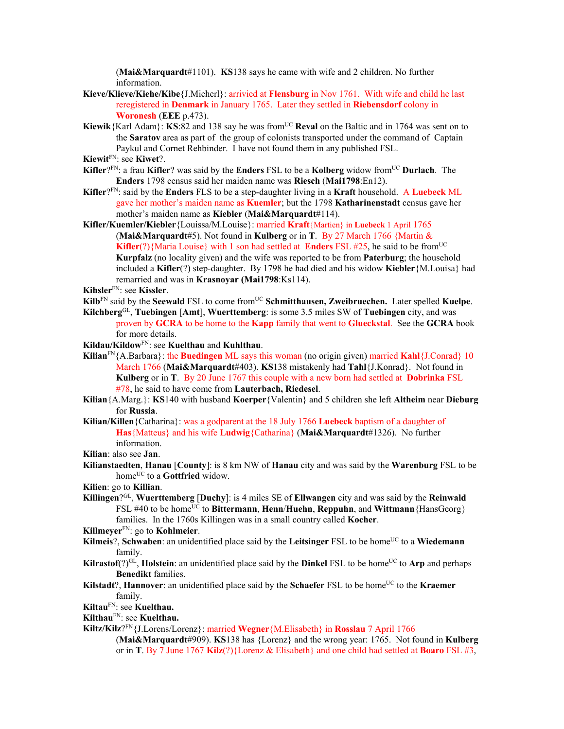(**Mai&Marquardt**#1101). **KS**138 says he came with wife and 2 children. No further information.

**Kieve/Klieve/Kiehe/Kibe**{J.Micherl}: arrivied at **Flensburg** in Nov 1761. With wife and child he last reregistered in **Denmark** in January 1765. Later they settled in **Riebensdorf** colony in **Woronesh** (**EEE** p.473).

**Kiewik**{Karl Adam}: **KS**:82 and 138 say he was from[UC] **Reval** on the Baltic and in 1764 was sent on to the **Saratov** area as part of the group of colonists transported under the command of Captain Paykul and Cornet Rehbinder. I have not found them in any published FSL.

**Kiewit**[FN]: see **Kiwet**?.

**Kifler**?[FN]: a frau **Kifler**? was said by the **Enders** FSL to be a **Kolberg** widow from[UC] **Durlach**. The **Enders** 1798 census said her maiden name was **Riesch** (**Mai1798**:En12).

**Kifler**?[FN]: said by the **Enders** FLS to be a step-daughter living in a **Kraft** household. A **Luebeck** ML gave her mother's maiden name as **Kuemler**; but the 1798 **Katharinenstadt** census gave her mother's maiden name as **Kiebler** (**Mai&Marquardt**#114).

**Kifler/Kuemler/Kiebler**{Louissa/M.Louise}: married **Kraft**{Martien} in **Luebeck** 1 April 1765 (**Mai&Marquardt**#5). Not found in **Kulberg** or in **T**. By 27 March 1766 {Martin & **Kifler**(?){Maria Louise} with 1 son had settled at **Enders** FSL #25, he said to be from[UC] **Kurpfalz** (no locality given) and the wife was reported to be from **Paterburg**; the household included a **Kifler**(?) step-daughter. By 1798 he had died and his widow **Kiebler**{M.Louisa} had remarried and was in **Krasnoyar** (**Mai1798**:Ks114).

**Kihsler**[FN]: see **Kissler**.

**Kilb**[FN] said by the **Seewald** FSL to come from[UC] **Schmitthausen, Zweibruechen.** Later spelled **Kuelpe**.

**Kilchberg**[GL], **Tuebingen** [**Amt**], **Wuerttemberg**: is some 3.5 miles SW of **Tuebingen** city, and was proven by **GCRA** to be home to the **Kapp** family that went to **Glueckstal**. See the **GCRA** book for more details.

**Kildau/Kildow**[FN]: see **Kuelthau** and **Kuhlthau**.

**Kilian**[FN]{A.Barbara}: the **Buedingen** ML says this woman (no origin given) married **Kahl**{J.Conrad} 10 March 1766 (**Mai&Marquardt**#403). **KS**138 mistakenly had **Tahl**{J.Konrad}. Not found in **Kulberg** or in **T**. By 20 June 1767 this couple with a new born had settled at **Dobrinka** FSL #78, he said to have come from **Lauterbach, Riedesel**.

**Kilian**{A.Marg.}: **KS**140 with husband **Koerper**{Valentin} and 5 children she left **Altheim** near **Dieburg** for **Russia**.

**Kilian/Killen**{Catharina}: was a godparent at the 18 July 1766 **Luebeck** baptism of a daughter of **Has**{Matteus} and his wife **Ludwig**{Catharina} (**Mai&Marquardt**#1326). No further information.

**Kilian**: also see **Jan**.

**Kilianstaedten**, **Hanau** [**County**]: is 8 km NW of **Hanau** city and was said by the **Warenburg** FSL to be home[UC] to a **Gottfried** widow.

**Kilien**: go to **Killian**.

**Killingen**?[GL], **Wuerttemberg** [**Duchy**]: is 4 miles SE of **Ellwangen** city and was said by the **Reinwald** FSL #40 to be home[UC] to **Bittermann**, **Henn**/**Huehn**, **Reppuhn**, and **Wittmann**{HansGeorg} families. In the 1760s Killingen was in a small country called **Kocher**.

**Killmeyer**[FN]: go to **Kohlmeier**.

**Kilmeis**?, **Schwaben**: an unidentified place said by the **Leitsinger** FSL to be home[UC] to a **Wiedemann** family.

**Kilrastof**(?)[GL], **Holstein**: an unidentified place said by the **Dinkel** FSL to be home[UC] to **Arp** and perhaps **Benedikt** families.

**Kilstadt**?, **Hannover**: an unidentified place said by the **Schaefer** FSL to be home[UC] to the **Kraemer** family.

**Kiltau**[FN]: see **Kuelthau.**

**Kilthau**[FN]: see **Kuelthau.**

**Kiltz/Kilz**?[FN]{J.Lorens/Lorenz}: married **Wegner**{M.Elisabeth} in **Rosslau** 7 April 1766 (**Mai&Marquardt**#909). **KS**138 has {Lorenz} and the wrong year: 1765. Not found in **Kulberg** or in **T**. By 7 June 1767 **Kilz**(?){Lorenz & Elisabeth} and one child had settled at **Boaro** FSL #3,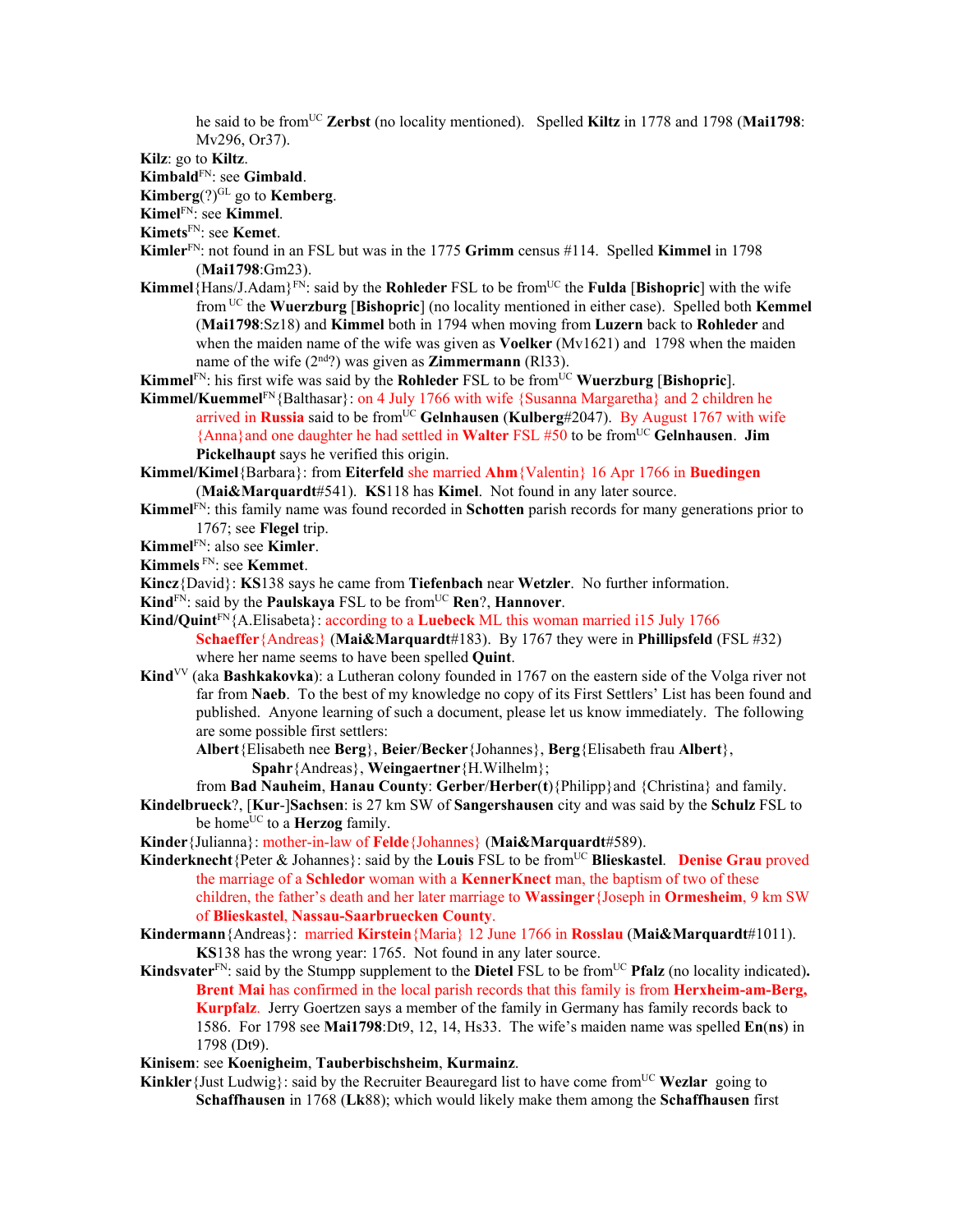he said to be from[UC] **Zerbst** (no locality mentioned). Spelled **Kiltz** in 1778 and 1798 (**Mai1798**: Mv296, Or37).

**Kilz**: go to **Kiltz**.

**Kimbald**[FN]: see **Gimbald**.

**Kimberg**(?)[GL] go to **Kemberg**.

**Kimel**[FN]: see **Kimmel**.

**Kimets**[FN]: see **Kemet**.

**Kimler**[FN]: not found in an FSL but was in the 1775 **Grimm** census #114. Spelled **Kimmel** in 1798 (**Mai1798**:Gm23).

**Kimmel**{Hans/J.Adam}[FN]: said by the **Rohleder** FSL to be from[UC] the **Fulda** [**Bishopric**] with the wife from [UC] the **Wuerzburg** [**Bishopric**] (no locality mentioned in either case). Spelled both **Kemmel** (**Mai1798**:Sz18) and **Kimmel** both in 1794 when moving from **Luzern** back to **Rohleder** and when the maiden name of the wife was given as **Voelker** (Mv1621) and 1798 when the maiden name of the wife (2nd?) was given as **Zimmermann** (Rl33).

**Kimmel**[FN]: his first wife was said by the **Rohleder** FSL to be from[UC] **Wuerzburg** [**Bishopric**].

**Kimmel/Kuemmel**[FN]{Balthasar}: on 4 July 1766 with wife {Susanna Margaretha} and 2 children he arrived in **Russia** said to be from[UC] **Gelnhausen** (**Kulberg**#2047). By August 1767 with wife {Anna}and one daughter he had settled in **Walter** FSL #50 to be from[UC] **Gelnhausen**. **Jim Pickelhaupt** says he verified this origin.

**Kimmel/Kimel**{Barbara}: from **Eiterfeld** she married **Ahm**{Valentin} 16 Apr 1766 in **Buedingen** (**Mai&Marquardt**#541). **KS**118 has **Kimel**. Not found in any later source.

**Kimmel**[FN]: this family name was found recorded in **Schotten** parish records for many generations prior to 1767; see **Flegel** trip.

**Kimmel**[FN]: also see **Kimler**.

**Kimmels** [FN]: see **Kemmet**.

**Kincz**{David}: **KS**138 says he came from **Tiefenbach** near **Wetzler**. No further information.

**Kind**[FN]: said by the **Paulskaya** FSL to be from[UC] **Ren**?, **Hannover**.

**Kind/Quint**[FN]{A.Elisabeta}: according to a **Luebeck** ML this woman married i15 July 1766 **Schaeffer**{Andreas} (**Mai&Marquardt**#183). By 1767 they were in **Phillipsfeld** (FSL #32) where her name seems to have been spelled **Quint**.

**Kind**[VV] (aka **Bashkakovka**): a Lutheran colony founded in 1767 on the eastern side of the Volga river not far from **Naeb**. To the best of my knowledge no copy of its First Settlers' List has been found and published. Anyone learning of such a document, please let us know immediately. The following are some possible first settlers:

**Albert**{Elisabeth nee **Berg**}, **Beier**/**Becker**{Johannes}, **Berg**{Elisabeth frau **Albert**}, **Spahr**{Andreas}, **Weingaertner**{H.Wilhelm};

from **Bad Nauheim**, **Hanau County**: **Gerber**/**Herber**(**t**){Philipp}and {Christina} and family.

**Kindelbrueck**?, [**Kur**-]**Sachsen**: is 27 km SW of **Sangershausen** city and was said by the **Schulz** FSL to be home[UC] to a **Herzog** family.

**Kinder**{Julianna}: mother-in-law of **Felde**{Johannes} (**Mai&Marquardt**#589).

**Kinderknecht**{Peter & Johannes}: said by the **Louis** FSL to be from[UC] **Blieskastel**. **Denise Grau** proved the marriage of a **Schledor** woman with a **KennerKnect** man, the baptism of two of these children, the father's death and her later marriage to **Wassinger**{Joseph in **Ormesheim**, 9 km SW of **Blieskastel**, **Nassau-Saarbruecken County**.

**Kindermann**{Andreas}: married **Kirstein**{Maria} 12 June 1766 in **Rosslau** (**Mai&Marquardt**#1011). **KS**138 has the wrong year: 1765. Not found in any later source.

**Kindsvater**[FN]: said by the Stumpp supplement to the **Dietel** FSL to be from[UC] **Pfalz** (no locality indicated)**.** **Brent Mai** has confirmed in the local parish records that this family is from **Herxheim-am-Berg, Kurpfalz**. Jerry Goertzen says a member of the family in Germany has family records back to 1586. For 1798 see **Mai1798**:Dt9, 12, 14, Hs33. The wife's maiden name was spelled **En**(**ns**) in 1798 (Dt9).

**Kinisem**: see **Koenigheim**, **Tauberbischsheim**, **Kurmainz**.

**Kinkler**{Just Ludwig}: said by the Recruiter Beauregard list to have come from[UC] **Wezlar** going to **Schaffhausen** in 1768 (**Lk**88); which would likely make them among the **Schaffhausen** first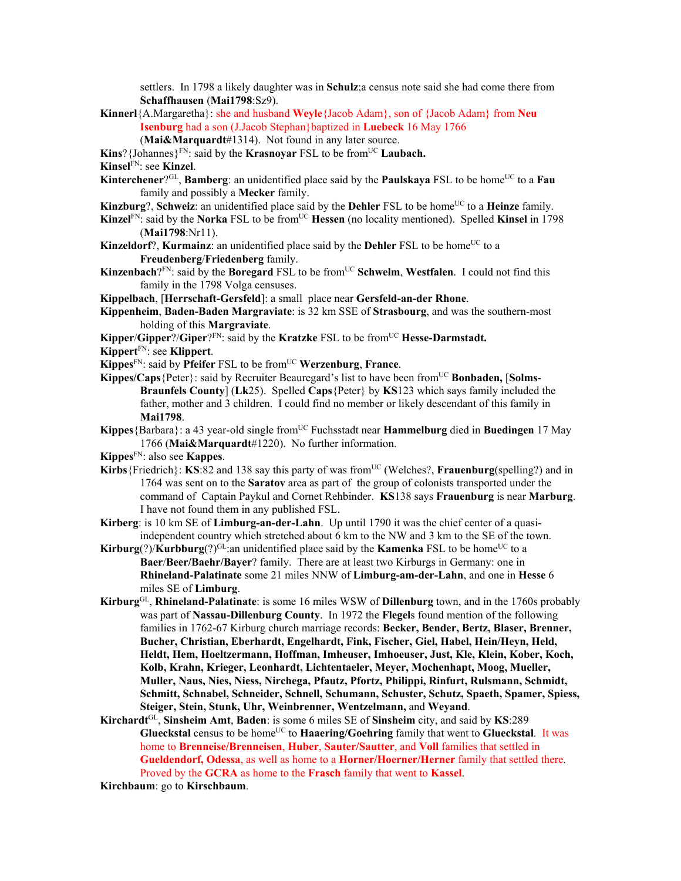settlers. In 1798 a likely daughter was in **Schulz**;a census note said she had come there from **Schaffhausen** (**Mai1798**:Sz9).

**Kinnerl**{A.Margaretha}: she and husband **Weyle**{Jacob Adam}, son of {Jacob Adam} from **Neu Isenburg** had a son (J.Jacob Stephan}baptized in **Luebeck** 16 May 1766 (**Mai&Marquardt**#1314). Not found in any later source.

**Kins**?{Johannes}[FN]: said by the **Krasnoyar** FSL to be from[UC] **Laubach.**

**Kinsel**[FN]: see **Kinzel**.

**Kinterchener**?[GL], **Bamberg**: an unidentified place said by the **Paulskaya** FSL to be home[UC] to a **Fau** family and possibly a **Mecker** family.

**Kinzburg**?, **Schweiz**: an unidentified place said by the **Dehler** FSL to be home[UC] to a **Heinze** family.

**Kinzel**[FN]: said by the **Norka** FSL to be from[UC] **Hessen** (no locality mentioned). Spelled **Kinsel** in 1798 (**Mai1798**:Nr11).

**Kinzeldorf**?, **Kurmainz**: an unidentified place said by the **Dehler** FSL to be home[UC] to a **Freudenberg**/**Friedenberg** family.

**Kinzenbach**?[FN]: said by the **Boregard** FSL to be from[UC] **Schwelm**, **Westfalen**. I could not find this family in the 1798 Volga censuses.

**Kippelbach**, [**Herrschaft-Gersfeld**]: a small place near **Gersfeld-an-der Rhone**.

**Kippenheim**, **Baden-Baden Margraviate**: is 32 km SSE of **Strasbourg**, and was the southern-most holding of this **Margraviate**.

**Kipper**/**Gipper**?/**Giper**?[FN]: said by the **Kratzke** FSL to be from[UC] **Hesse-Darmstadt.**

**Kippert**[FN]: see **Klippert**.

**Kippes**[FN]: said by **Pfeifer** FSL to be from[UC] **Werzenburg**, **France**.

**Kippes/Caps**{Peter}: said by Recruiter Beauregard's list to have been from[UC] **Bonbaden,** [**Solms-Braunfels County**] (**Lk**25). Spelled **Caps**{Peter} by **KS**123 which says family included the father, mother and 3 children. I could find no member or likely descendant of this family in **Mai1798**.

**Kippes**{Barbara}: a 43 year-old single from[UC] Fuchsstadt near **Hammelburg** died in **Buedingen** 17 May 1766 (**Mai&Marquardt**#1220). No further information.

**Kippes**[FN]: also see **Kappes**.

**Kirbs**{Friedrich}: **KS**:82 and 138 say this party of was from[UC] (Welches?, **Frauenburg**(spelling?) and in 1764 was sent on to the **Saratov** area as part of the group of colonists transported under the command of Captain Paykul and Cornet Rehbinder. **KS**138 says **Frauenburg** is near **Marburg**. I have not found them in any published FSL.

**Kirberg**: is 10 km SE of **Limburg-an-der-Lahn**. Up until 1790 it was the chief center of a quasi-independent country which stretched about 6 km to the NW and 3 km to the SE of the town.

**Kirburg**(?)/**Kurbburg**(?)[GL]:an unidentified place said by the **Kamenka** FSL to be home[UC] to a **Baer**/**Beer**/**Baehr**/**Bayer**? family. There are at least two Kirburgs in Germany: one in **Rhineland-Palatinate** some 21 miles NNW of **Limburg-am-der-Lahn**, and one in **Hesse** 6 miles SE of **Limburg**.

**Kirburg**[GL], **Rhineland-Palatinate**: is some 16 miles WSW of **Dillenburg** town, and in the 1760s probably was part of **Nassau-Dillenburg County**. In 1972 the **Flegel**s found mention of the following families in 1762-67 Kirburg church marriage records: **Becker, Bender, Bertz, Blaser, Brenner, Bucher, Christian, Eberhardt, Engelhardt, Fink, Fischer, Giel, Habel, Hein/Heyn, Held, Heldt, Hem, Hoeltzermann, Hoffman, Imheuser, Imhoeuser, Just, Kle, Klein, Kober, Koch, Kolb, Krahn, Krieger, Leonhardt, Lichtentaeler, Meyer, Mochenhapt, Moog, Mueller, Muller, Naus, Nies, Niess, Nirchega, Pfautz, Pfortz, Philippi, Rinfurt, Rulsmann, Schmidt, Schmitt, Schnabel, Schneider, Schnell, Schumann, Schuster, Schutz, Spaeth, Spamer, Spiess, Steiger, Stein, Stunk, Uhr, Weinbrenner, Wentzelmann,** and **Weyand**.

**Kirchardt**[GL], **Sinsheim Amt**, **Baden**: is some 6 miles SE of **Sinsheim** city, and said by **KS**:289 **Glueckstal** census to be home[UC] to **Haaering/Goehring** family that went to **Glueckstal**. It was home to **Brenneise/Brenneisen**, **Huber**, **Sauter/Sautter**, and **Voll** families that settled in **Gueldendorf, Odessa**, as well as home to a **Horner/Hoerner/Herner** family that settled there. Proved by the **GCRA** as home to the **Frasch** family that went to **Kassel**.

**Kirchbaum**: go to **Kirschbaum**.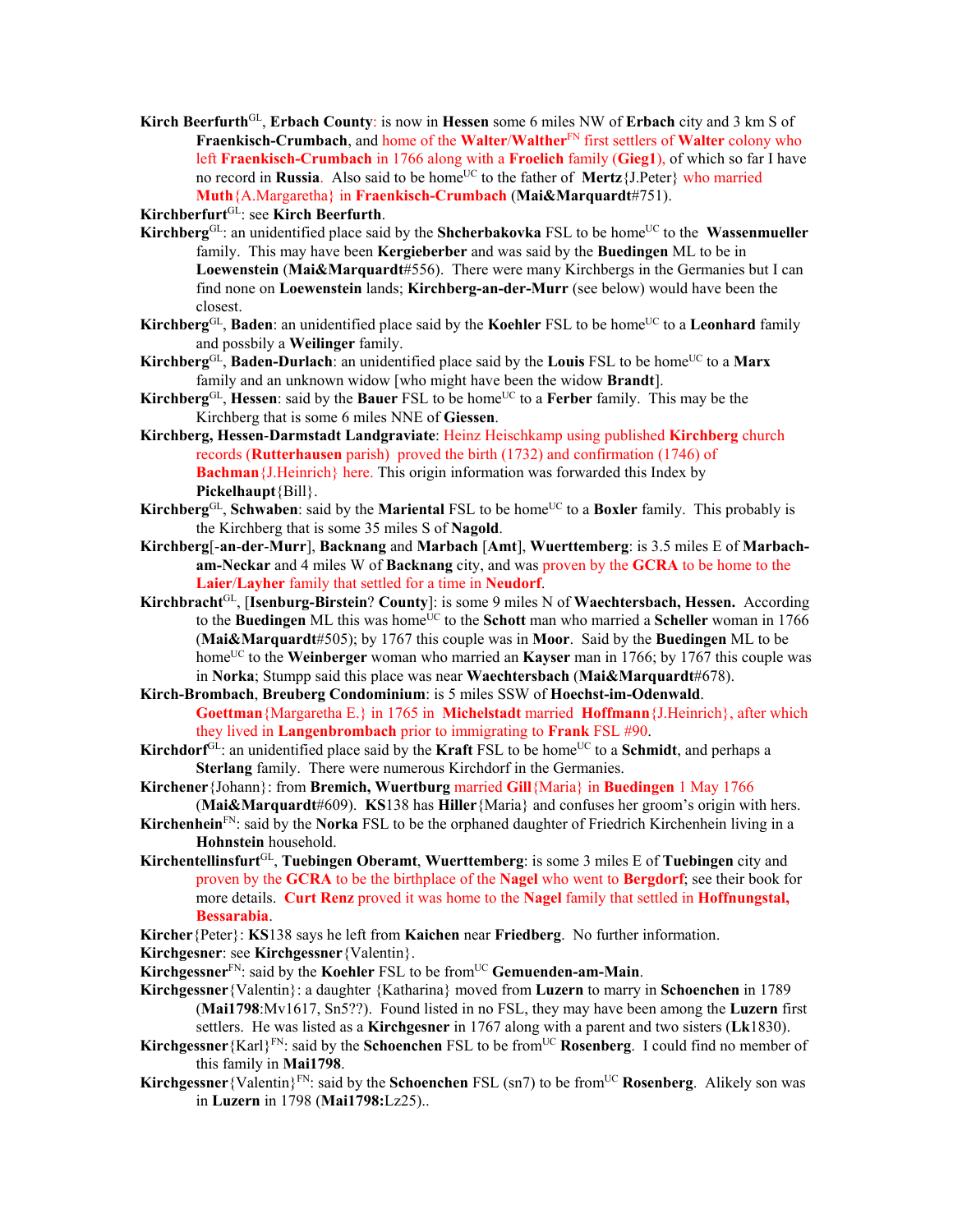**Kirch Beerfurth**[GL], **Erbach County**: is now in **Hessen** some 6 miles NW of **Erbach** city and 3 km S of **Fraenkisch-Crumbach**, and home of the **Walter**/**Walther**[FN] first settlers of **Walter** colony who left **Fraenkisch-Crumbach** in 1766 along with a **Froelich** family (**Gieg1**), of which so far I have no record in **Russia**. Also said to be home[UC] to the father of **Mertz**{J.Peter} who married **Muth**{A.Margaretha} in **Fraenkisch-Crumbach** (**Mai&Marquardt**#751).

**Kirchberfurt**[GL]: see **Kirch Beerfurth**.

**Kirchberg**[GL]: an unidentified place said by the **Shcherbakovka** FSL to be home[UC] to the **Wassenmueller** family. This may have been **Kergieberber** and was said by the **Buedingen** ML to be in **Loewenstein** (**Mai&Marquardt**#556). There were many Kirchbergs in the Germanies but I can find none on **Loewenstein** lands; **Kirchberg-an-der-Murr** (see below) would have been the closest.

**Kirchberg**[GL], **Baden**: an unidentified place said by the **Koehler** FSL to be home[UC] to a **Leonhard** family and possbily a **Weilinger** family.

**Kirchberg**[GL], **Baden-Durlach**: an unidentified place said by the **Louis** FSL to be home[UC] to a **Marx** family and an unknown widow [who might have been the widow **Brandt**].

**Kirchberg**[GL], **Hessen**: said by the **Bauer** FSL to be home[UC] to a **Ferber** family. This may be the Kirchberg that is some 6 miles NNE of **Giessen**.

**Kirchberg, Hessen-Darmstadt Landgraviate**: Heinz Heischkamp using published **Kirchberg** church records (**Rutterhausen** parish) proved the birth (1732) and confirmation (1746) of **Bachman**{J.Heinrich} here. This origin information was forwarded this Index by **Pickelhaupt**{Bill}.

**Kirchberg**[GL], **Schwaben**: said by the **Mariental** FSL to be home[UC] to a **Boxler** family. This probably is the Kirchberg that is some 35 miles S of **Nagold**.

**Kirchberg**[-**an**-**der**-**Murr**], **Backnang** and **Marbach** [**Amt**], **Wuerttemberg**: is 3.5 miles E of **Marbach-am-Neckar** and 4 miles W of **Backnang** city, and was proven by the **GCRA** to be home to the **Laier**/**Layher** family that settled for a time in **Neudorf**.

**Kirchbracht**[GL], [**Isenburg-Birstein**? **County**]: is some 9 miles N of **Waechtersbach, Hessen.** According to the **Buedingen** ML this was home[UC] to the **Schott** man who married a **Scheller** woman in 1766 (**Mai&Marquardt**#505); by 1767 this couple was in **Moor**. Said by the **Buedingen** ML to be home[UC] to the **Weinberger** woman who married an **Kayser** man in 1766; by 1767 this couple was in **Norka**; Stumpp said this place was near **Waechtersbach** (**Mai&Marquardt**#678).

**Kirch-Brombach**, **Breuberg Condominium**: is 5 miles SSW of **Hoechst-im-Odenwald**. **Goettman**{Margaretha E.} in 1765 in **Michelstadt** married **Hoffmann**{J.Heinrich}, after which they lived in **Langenbrombach** prior to immigrating to **Frank** FSL #90.

**Kirchdorf**[GL]: an unidentified place said by the **Kraft** FSL to be home[UC] to a **Schmidt**, and perhaps a **Sterlang** family. There were numerous Kirchdorf in the Germanies.

**Kirchener**{Johann}: from **Bremich, Wuertburg** married **Gill**{Maria} in **Buedingen** 1 May 1766 (**Mai&Marquardt**#609). **KS**138 has **Hiller**{Maria} and confuses her groom's origin with hers.

**Kirchenhein**[FN]: said by the **Norka** FSL to be the orphaned daughter of Friedrich Kirchenhein living in a **Hohnstein** household.

**Kirchentellinsfurt**[GL], **Tuebingen Oberamt**, **Wuerttemberg**: is some 3 miles E of **Tuebingen** city and proven by the **GCRA** to be the birthplace of the **Nagel** who went to **Bergdorf**; see their book for more details. **Curt Renz** proved it was home to the **Nagel** family that settled in **Hoffnungstal, Bessarabia**.

**Kircher**{Peter}: **KS**138 says he left from **Kaichen** near **Friedberg**. No further information.

**Kirchgesner**: see **Kirchgessner**{Valentin}.

**Kirchgessner**[FN]: said by the **Koehler** FSL to be from[UC] **Gemuenden-am-Main**.

**Kirchgessner**{Valentin}: a daughter {Katharina} moved from **Luzern** to marry in **Schoenchen** in 1789 (**Mai1798**:Mv1617, Sn5??). Found listed in no FSL, they may have been among the **Luzern** first settlers. He was listed as a **Kirchgesner** in 1767 along with a parent and two sisters (**Lk**1830).

**Kirchgessner**{Karl}[FN]: said by the **Schoenchen** FSL to be from[UC] **Rosenberg**. I could find no member of this family in **Mai1798**.

**Kirchgessner**{Valentin}[FN]: said by the **Schoenchen** FSL (sn7) to be from[UC] **Rosenberg**. Alikely son was in **Luzern** in 1798 (**Mai1798:**Lz25)..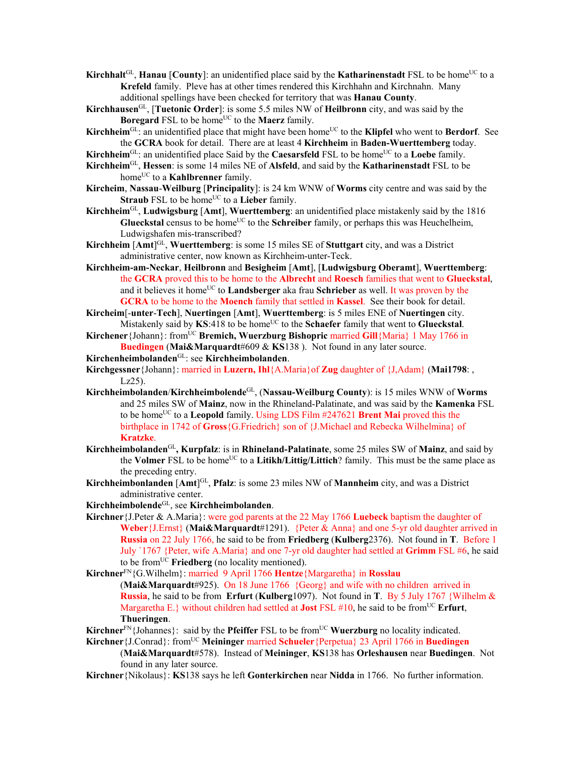**Kirchhalt**[GL], **Hanau** [**County**]: an unidentified place said by the **Katharinenstadt** FSL to be home[UC] to a **Krefeld** family. Pleve has at other times rendered this Kirchhahn and Kirchnahn. Many additional spellings have been checked for territory that was **Hanau County**.

**Kirchhausen**[GL], [**Tutonic Order**]: is some 5.5 miles NW of **Heilbronn** city, and was said by the **Boregard** FSL to be home[UC] to the **Maerz** family.

**Kirchheim**[GL]: an unidentified place that might have been home[UC] to the **Klipfel** who went to **Berdorf**. See the **GCRA** book for detail. There are at least 4 **Kirchheim** in **Baden-Wuerttemberg** today.

**Kirchheim**[GL]: an unidentified place Said by the **Caesarsfeld** FSL to be home[UC] to a **Loebe** family.

**Kirchheim**[GL], **Hessen**: is some 14 miles NE of **Alsfeld**, and said by the **Katharinenstadt** FSL to be home[UC] to a **Kahlbrenner** family.

**Kircheim**, **Nassau-Weilburg** [**Principality**]: is 24 km WNW of **Worms** city centre and was said by the **Straub** FSL to be home[UC] to a **Lieber** family.

**Kirchheim**[GL], **Ludwigsburg** [**Amt**], **Wuerttemberg**: an unidentified place mistakenly said by the 1816 **Glueckstal** census to be home[UC] to the **Schreiber** family, or perhaps this was Heuchelheim, Ludwigshafen mis-transcribed?

**Kirchheim** [**Amt**][GL], **Wuerttemberg**: is some 15 miles SE of **Stuttgart** city, and was a District administrative center, now known as Kirchheim-unter-Teck.

**Kirchheim-am-Neckar**, **Heilbronn** and **Besigheim** [**Amt**], [**Ludwigsburg Oberamt**], **Wuerttemberg**: the **GCRA** proved this to be home to the **Albrecht** and **Roesch** families that went to **Glueckstal**, and it believes it home[UC] to **Landsberger** aka frau **Schrieber** as well. It was proven by the **GCRA** to be home to the **Moench** family that settled in **Kassel**. See their book for detail.

**Kircheim**[-**unter**-**Tech**], **Nuertingen** [**Amt**], **Wuerttemberg**: is 5 miles ENE of **Nuertingen** city. Mistakenly said by **KS**:418 to be home[UC] to the **Schaefer** family that went to **Glueckstal**.

**Kirchener**{Johann}: from[UC] **Bremich, Wuerzburg Bishopric** married **Gill**{Maria} 1 May 1766 in **Buedingen** (**Mai&Marquardt**#609 & **KS**138 ). Not found in any later source.

**Kirchenheimbolanden**[GL]: see **Kirchheimbolanden**.

**Kirchgessner**{Johann}: married in **Luzern, Ihl**{A.Maria}of **Zug** daughter of {J,Adam} (**Mai1798**: , Lz25).

**Kirchheimbolanden**/**Kirchheimbolende**[GL], (**Nassau-Weilburg County**): is 15 miles WNW of **Worms** and 25 miles SW of **Mainz**, now in the Rhineland-Palatinate, and was said by the **Kamenka** FSL to be home[UC] to a **Leopold** family. Using LDS Film #247621 **Brent Mai** proved this the birthplace in 1742 of **Gross**{G.Friedrich} son of {J.Michael and Rebecka Wilhelmina} of **Kratzke**.

**Kirchheimbolanden**[GL]**, Kurpfalz**: is in **Rhineland-Palatinate**, some 25 miles SW of **Mainz**, and said by the **Volmer** FSL to be home[UC] to a **Litikh/Littig/Littich**? family. This must be the same place as the preceding entry.

**Kirchheimbonlanden** [**Amt**][GL], **Pfalz**: is some 23 miles NW of **Mannheim** city, and was a District administrative center.

**Kirchheimbolende**[GL], see **Kirchheimbolanden**.

**Kirchner**{J.Peter & A.Maria}: were god parents at the 22 May 1766 **Luebeck** baptism the daughter of **Weber**{J.Ernst} (**Mai&Marquardt**#1291). {Peter & Anna} and one 5-yr old daughter arrived in **Russia** on 22 July 1766, he said to be from **Friedberg** (**Kulberg**2376). Not found in **T**. Before 1 July `1767 {Peter, wife A.Maria} and one 7-yr old daughter had settled at **Grimm** FSL #6, he said to be from[UC] **Friedberg** (no locality mentioned).

**Kirchner**[FN]{G.Wilhelm}: married 9 April 1766 **Hentze**{Margaretha} in **Rosslau** (**Mai&Marquardt**#925). On 18 June 1766 {Georg} and wife with no children arrived in **Russia**, he said to be from **Erfurt** (**Kulberg**1097). Not found in **T**. By 5 July 1767 {Wilhelm & Margaretha E.} without children had settled at **Jost** FSL #10, he said to be from[UC] **Erfurt**, **Thueringen**.

**Kirchner**[FN]{Johannes}: said by the **Pfeiffer** FSL to be from[UC] **Wuerzburg** no locality indicated.

**Kirchner**{J.Conrad}: from[UC] **Meininger** married **Schueler**{Perpetua} 23 April 1766 in **Buedingen** (**Mai&Marquardt**#578). Instead of **Meininger**, **KS**138 has **Orleshausen** near **Buedingen**. Not found in any later source.

**Kirchner**{Nikolaus}: **KS**138 says he left **Gonterkirchen** near **Nidda** in 1766. No further information.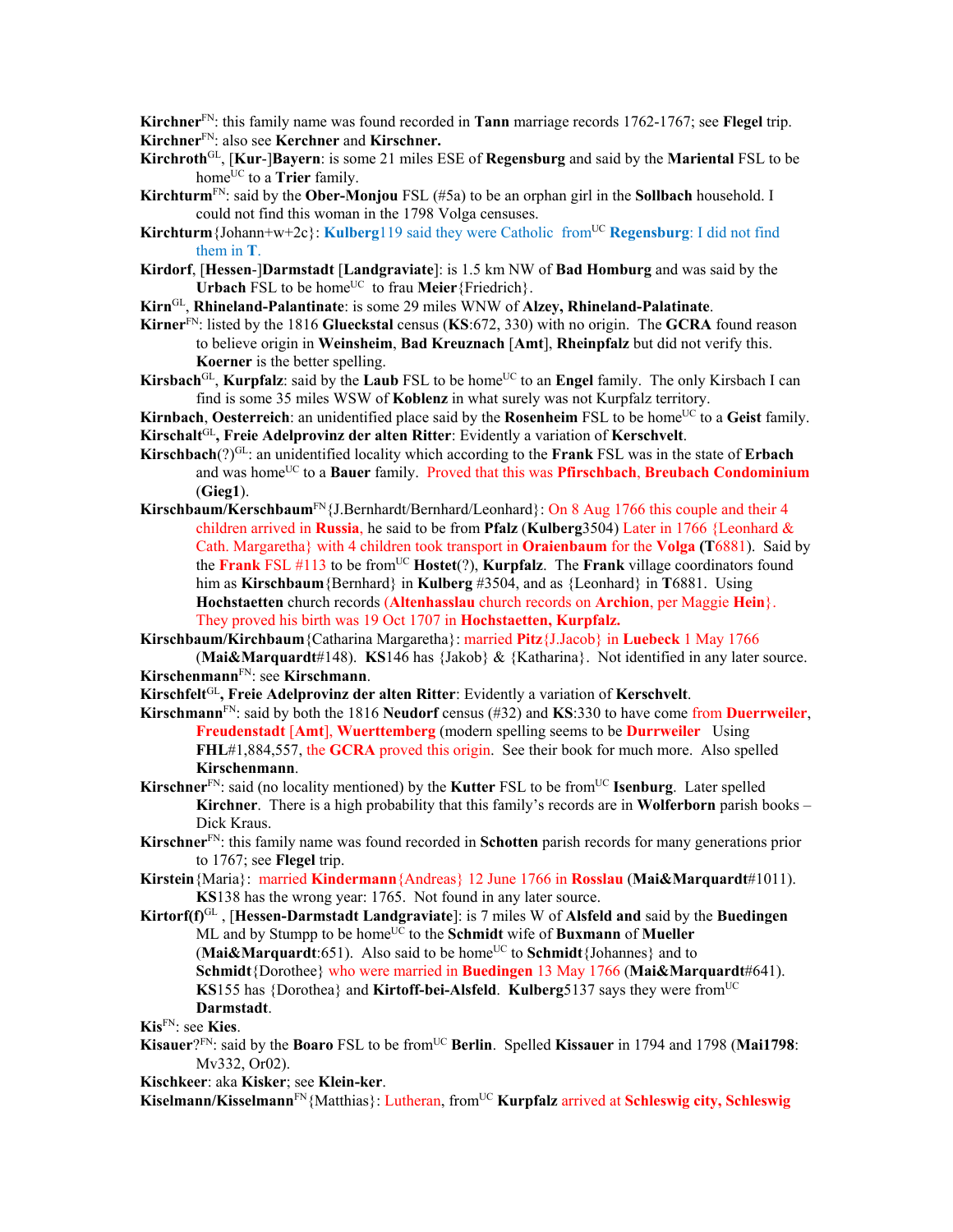**Kirchner**[FN]: this family name was found recorded in **Tann** marriage records 1762-1767; see **Flegel** trip.

**Kirchner**[FN]: also see **Kerchner** and **Kirschner.**

**Kirchroth**[GL], [**Kur**-]**Bayern**: is some 21 miles ESE of **Regensburg** and said by the **Mariental** FSL to be home[UC] to a **Trier** family.

**Kirchturm**[FN]: said by the **Ober-Monjou** FSL (#5a) to be an orphan girl in the **Sollbach** household. I could not find this woman in the 1798 Volga censuses.

**Kirchturm**{Johann+w+2c}: **Kulberg**119 said they were Catholic from[UC] **Regensburg**: I did not find them in **T**.

**Kirdorf**, [**Hessen**-]**Darmstadt** [**Landgraviate**]: is 1.5 km NW of **Bad Homburg** and was said by the **Urbach** FSL to be home[UC] to frau **Meier**{Friedrich}.

**Kirn**[GL], **Rhineland-Palantinate**: is some 29 miles WNW of **Alzey, Rhineland-Palantinate**.

**Kirner**[FN]: listed by the 1816 **Glueckstal** census (**KS**:672, 330) with no origin. The **GCRA** found reason to believe origin in **Weinsheim**, **Bad Kreuznach** [**Amt**], **Rheinpfalz** but did not verify this. **Koerner** is the better spelling.

**Kirsbach**[GL], **Kurpfalz**: said by the **Laub** FSL to be home[UC] to an **Engel** family. The only Kirsbach I can find is some 35 miles WSW of **Koblenz** in what surely was not Kurpfalz territory.

**Kirnbach**, **Oesterreich**: an unidentified place said by the **Rosenheim** FSL to be home[UC] to a **Geist** family.

**Kirschalt**[GL]**, Freie Adelprovinz der alten Ritter**: Evidently a variation of **Kerschvelt**.

**Kirschbach**(?)[GL]: an unidentified locality which according to the **Frank** FSL was in the state of **Erbach** and was home[UC] to a **Bauer** family. Proved that this was **Pfirschbach, Breubach Condominium** (**Gieg1**).

**Kirschbaum/Kerschbaum**[FN]{J.Bernhardt/Bernhard/Leonhard}: On 8 Aug 1766 this couple and their 4 children arrived in **Russia**, he said to be from **Pfalz** (**Kulberg**3504) Later in 1766 {Leonhard & Cath. Margaretha} with 4 children took transport in **Oraienbaum** for the **Volga** (**T**6881). Said by the **Frank** FSL #113 to be from[UC] **Hostet**(?), **Kurpfalz**. The **Frank** village coordinators found him as **Kirschbaum**{Bernhard} in **Kulberg** #3504, and as {Leonhard} in **T**6881. Using **Hochstaetten** church records (**Altenhasslau** church records on **Archion**, per Maggie **Hein**}. They proved his birth was 19 Oct 1707 in **Hochstaetten, Kurpfalz.**

**Kirschbaum/Kirchbaum**{Catharina Margaretha}: married **Pitz**{J.Jacob} in **Luebeck** 1 May 1766 (**Mai&Marquardt**#148). **KS**146 has {Jakob} & {Katharina}. Not identified in any later source.

**Kirschenmann**[FN]: see **Kirschmann**.

**Kirschfelt**[GL]**, Freie Adelprovinz der alten Ritter**: Evidently a variation of **Kerschvelt**.

**Kirschmann**[FN]: said by both the 1816 **Neudorf** census (#32) and **KS**:330 to have come from **Duerrweiler**, **Freudenstadt** [**Amt**], **Wuerttemberg** (modern spelling seems to be **Durrweiler** Using **FHL**#1,884,557, the **GCRA** proved this origin. See their book for much more. Also spelled **Kirschenmann**.

**Kirschner**[FN]: said (no locality mentioned) by the **Kutter** FSL to be from[UC] **Isenburg**. Later spelled **Kirchner**. There is a high probability that this family's records are in **Wolferborn** parish books – Dick Kraus.

**Kirschner**[FN]: this family name was found recorded in **Schotten** parish records for many generations prior to 1767; see **Flegel** trip.

**Kirstein**{Maria}: married **Kindermann**{Andreas} 12 June 1766 in **Rosslau** (**Mai&Marquardt**#1011). **KS**138 has the wrong year: 1765. Not found in any later source.

**Kirtorf(f)**[GL] , [**Hessen-Darmstadt Landgraviate**]: is 7 miles W of **Alsfeld and** said by the **Buedingen** ML and by Stumpp to be home[UC] to the **Schmidt** wife of **Buxmann** of **Mueller** (**Mai&Marquardt**:651). Also said to be home[UC] to **Schmidt**{Johannes} and to **Schmidt**{Dorothee} who were married in **Buedingen** 13 May 1766 (**Mai&Marquardt**#641). **KS**155 has {Dorothea} and **Kirtoff-bei-Alsfeld**. **Kulberg**5137 says they were from[UC] **Darmstadt**.

**Kis**[FN]: see **Kies**.

**Kisauer**?[FN]: said by the **Boaro** FSL to be from[UC] **Berlin**. Spelled **Kissauer** in 1794 and 1798 (**Mai1798**: Mv332, Or02).

**Kischkeer**: aka **Kisker**; see **Klein-ker**.

**Kiselmann/Kisselmann**[FN]{Matthias}: Lutheran, from[UC] **Kurpfalz** arrived at **Schleswig city, Schleswig**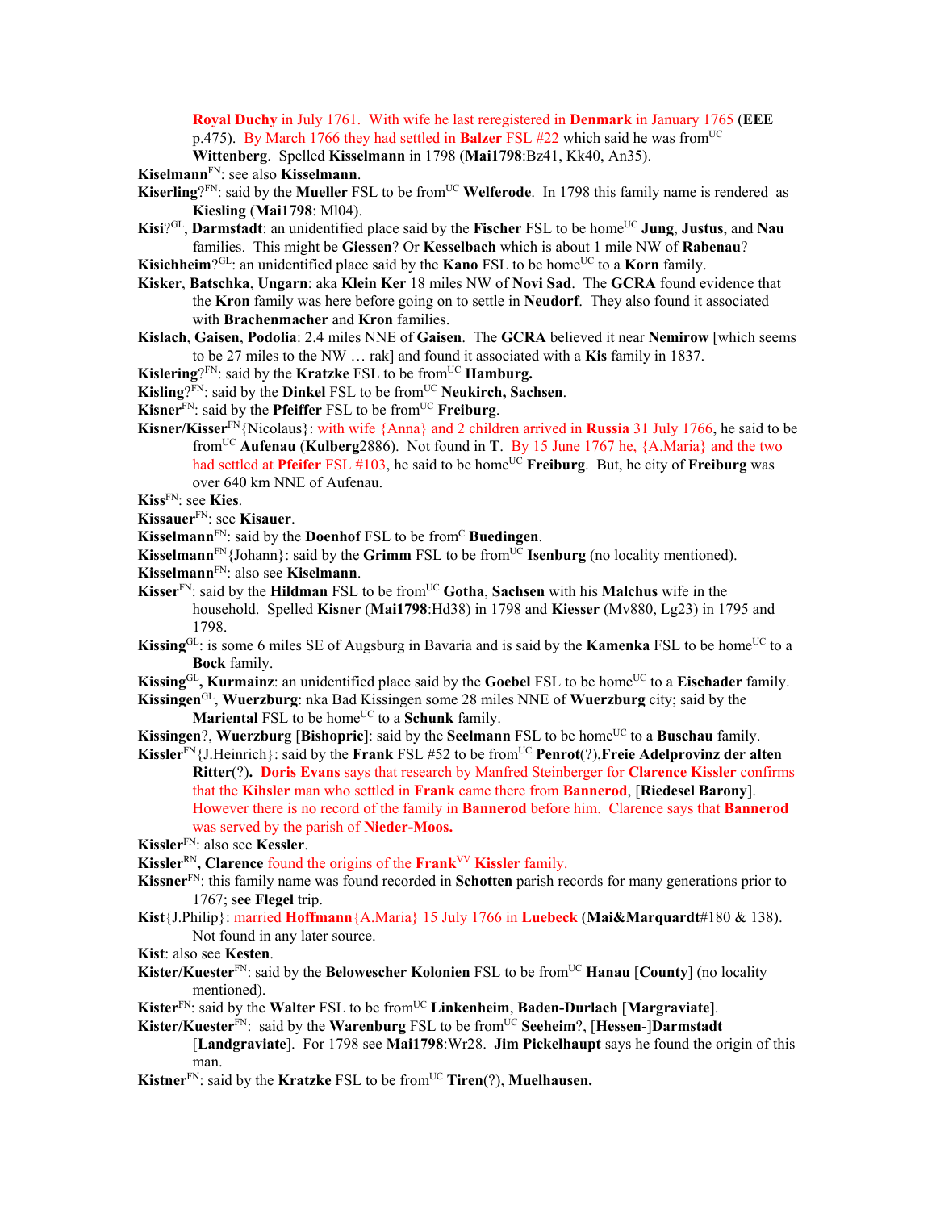**Royal Duchy** in July 1761. With wife he last reregistered in **Denmark** in January 1765 (**EEE** p.475). By March 1766 they had settled in **Balzer** FSL #22 which said he was from[UC] **Wittenberg**. Spelled **Kisselmann** in 1798 (**Mai1798**:Bz41, Kk40, An35).

**Kiselmann**[FN]: see also **Kisselmann**.

**Kiserling**?[FN]: said by the **Mueller** FSL to be from[UC] **Welferode**. In 1798 this family name is rendered as **Kiesling** (**Mai1798**: Ml04).

**Kisi**?[GL], **Darmstadt**: an unidentified place said by the **Fischer** FSL to be home[UC] **Jung**, **Justus**, and **Nau** families. This might be **Giessen**? Or **Kesselbach** which is about 1 mile NW of **Rabenau**?

**Kisichheim**?[GL]: an unidentified place said by the **Kano** FSL to be home[UC] to a **Korn** family.

**Kisker**, **Batschka**, **Ungarn**: aka **Klein Ker** 18 miles NW of **Novi Sad**. The **GCRA** found evidence that the **Kron** family was here before going on to settle in **Neudorf**. They also found it associated with **Brachenmacher** and **Kron** families.

**Kislach**, **Gaisen**, **Podolia**: 2.4 miles NNE of **Gaisen**. The **GCRA** believed it near **Nemirow** [which seems to be 27 miles to the NW … rak] and found it associated with a **Kis** family in 1837.

**Kislering**?[FN]: said by the **Kratzke** FSL to be from[UC] **Hamburg.**

**Kisling**?[FN]: said by the **Dinkel** FSL to be from[UC] **Neukirch, Sachsen**.

**Kisner**[FN]: said by the **Pfeiffer** FSL to be from[UC] **Freiburg**.

**Kisner/Kisser**[FN]{Nicolaus}: with wife {Anna} and 2 children arrived in **Russia** 31 July 1766, he said to be from[UC] **Aufenau** (**Kulberg**2886). Not found in **T**. By 15 June 1767 he, {A.Maria} and the two had settled at **Pfeifer** FSL #103, he said to be home[UC] **Freiburg**. But, he city of **Freiburg** was over 640 km NNE of Aufenau.

**Kiss**[FN]: see **Kies**.

**Kissauer**[FN]: see **Kisauer**.

**Kisselmann**[FN]: said by the **Doenhof** FSL to be from[C] **Buedingen**.

**Kisselmann**[FN]{Johann}: said by the **Grimm** FSL to be from[UC] **Isenburg** (no locality mentioned).

**Kisselmann**[FN]: also see **Kiselmann**.

**Kisser**[FN]: said by the **Hildman** FSL to be from[UC] **Gotha**, **Sachsen** with his **Malchus** wife in the household. Spelled **Kisner** (**Mai1798**:Hd38) in 1798 and **Kiesser** (Mv880, Lg23) in 1795 and 1798.

**Kissing**[GL]: is some 6 miles SE of Augsburg in Bavaria and is said by the **Kamenka** FSL to be home[UC] to a **Bock** family.

**Kissing**[GL]**, Kurmainz**: an unidentified place said by the **Goebel** FSL to be home[UC] to a **Eischader** family.

**Kissingen**[GL], **Wuerzburg**: nka Bad Kissingen some 28 miles NNE of **Wuerzburg** city; said by the **Mariental** FSL to be home[UC] to a **Schunk** family.

**Kissingen**?, **Wuerzburg** [**Bishopric**]: said by the **Seelmann** FSL to be home[UC] to a **Buschau** family.

**Kissler**[FN]{J.Heinrich}: said by the **Frank** FSL #52 to be from[UC] **Penrot**(?),**Freie Adelprovinz der alten Ritter**(?)**.** **Doris Evans** says that research by Manfred Steinberger for **Clarence Kissler** confirms that the **Kihsler** man who settled in **Frank** came there from **Bannerod**, [**Riedesel Barony**]. However there is no record of the family in **Bannerod** before him. Clarence says that **Bannerod** was served by the parish of **Nieder-Moos.**

**Kissler**[FN]: also see **Kessler**.

**Kissler**[RN]**, Clarence** found the origins of the **Frank**[VV] **Kissler** family.

**Kissner**[FN]: this family name was found recorded in **Schotten** parish records for many generations prior to 1767; **see Flegel** trip.

**Kist**{J.Philip}: married **Hoffmann**{A.Maria} 15 July 1766 in **Luebeck** (**Mai&Marquardt**#180 & 138). Not found in any later source.

**Kist**: also see **Kesten**.

**Kister/Kuester**[FN]: said by the **Belowescher Kolonien** FSL to be from[UC] **Hanau** [**County**] (no locality mentioned).

**Kister**[FN]: said by the **Walter** FSL to be from[UC] **Linkenheim**, **Baden-Durlach** [**Margraviate**].

**Kister/Kuester**[FN]: said by the **Warenburg** FSL to be from[UC] **Seeheim**?, [**Hessen-**]**Darmstadt** [**Landgraviate**]. For 1798 see **Mai1798**:Wr28. **Jim Pickelhaupt** says he found the origin of this man.

**Kistner**[FN]: said by the **Kratzke** FSL to be from[UC] **Tiren**(?), **Muelhausen.**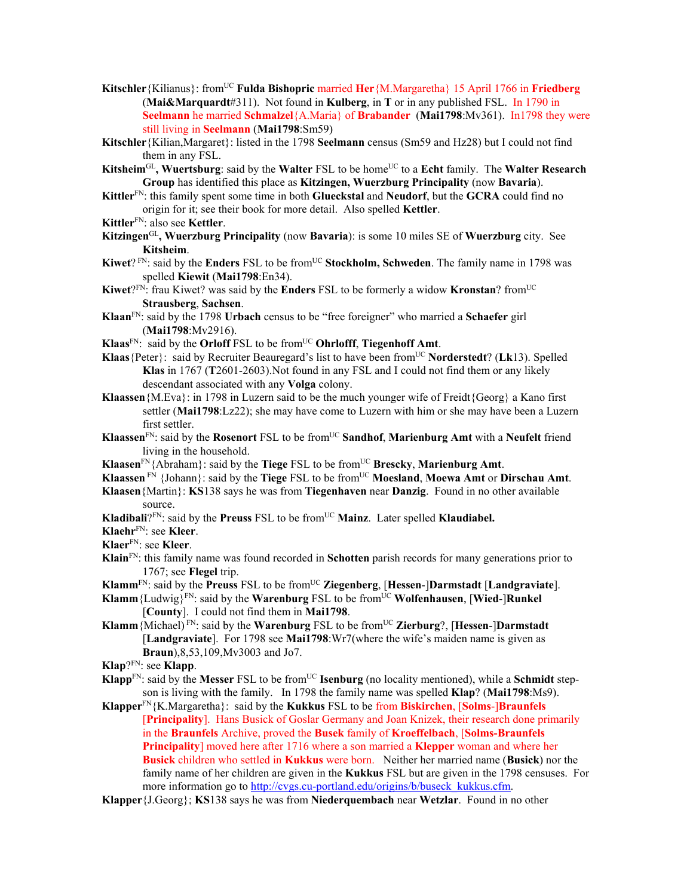**Kitschler**{Kilianus}: from[UC] **Fulda Bishopric** married **Her**{M.Margaretha} 15 April 1766 in **Friedberg** (**Mai&Marquardt**#311). Not found in **Kulberg**, in **T** or in any published FSL. In 1790 in **Seelmann** he married **Schmalzel**{A.Maria} of **Brabander** (**Mai1798**:Mv361). In1798 they were still living in **Seelmann** (**Mai1798**:Sm59)

**Kitschler**{Kilian,Margaret}: listed in the 1798 **Seelmann** census (Sm59 and Hz28) but I could not find them in any FSL.

**Kitsheim**[GL]**, Wuertsburg**: said by the **Walter** FSL to be home[UC] to a **Echt** family. The **Walter Research Group** has identified this place as **Kitzingen, Wuerzburg Principality** (now **Bavaria**).

**Kittler**[FN]: this family spent some time in both **Glueckstal** and **Neudorf**, but the **GCRA** could find no origin for it; see their book for more detail. Also spelled **Kettler**.

**Kittler**[FN]: also see **Kettler**.

**Kitzingen**[GL]**, Wuerzburg Principality** (now **Bavaria**): is some 10 miles SE of **Wuerzburg** city. See **Kitsheim**.

**Kiwet**? [FN]: said by the **Enders** FSL to be from[UC] **Stockholm, Schweden**. The family name in 1798 was spelled **Kiewit** (**Mai1798**:En34).

**Kiwet**?[FN]: frau Kiwet? was said by the **Enders** FSL to be formerly a widow **Kronstan**? from[UC] **Strausberg**, **Sachsen**.

**Klaan**[FN]: said by the 1798 **Urbach** census to be "free foreigner" who married a **Schaefer** girl (**Mai1798**:Mv2916).

**Klaas**[FN]: said by the **Orloff** FSL to be from[UC] **Ohrlofff**, **Tiegenhoff Amt**.

**Klaas**{Peter}: said by Recruiter Beauregard's list to have been from[UC] **Norderstedt**? (**Lk**13). Spelled **Klas** in 1767 (**T**2601-2603).Not found in any FSL and I could not find them or any likely descendant associated with any **Volga** colony.

**Klaassen**{M.Eva}: in 1798 in Luzern said to be the much younger wife of Freidt{Georg} a Kano first settler (**Mai1798**:Lz22); she may have come to Luzern with him or she may have been a Luzern first settler.

**Klaassen**[FN]: said by the **Rosenort** FSL to be from[UC] **Sandhof**, **Marienburg Amt** with a **Neufelt** friend living in the household.

**Klaasen**[FN]{Abraham}: said by the **Tiege** FSL to be from[UC] **Brescky**, **Marienburg Amt**.

**Klaassen** [FN] {Johann}: said by the **Tiege** FSL to be from[UC] **Moesland**, **Moewa Amt** or **Dirschau Amt**.

**Klaasen**{Martin}: **KS**138 says he was from **Tiegenhaven** near **Danzig**. Found in no other available source.

**Kladibali**?[FN]: said by the **Preuss** FSL to be from[UC] **Mainz**. Later spelled **Klaudiabel.**

**Klaehr**[FN]: see **Kleer**.

**Klaer**[FN]: see **Kleer**.

**Klain**[FN]: this family name was found recorded in **Schotten** parish records for many generations prior to 1767; see **Flegel** trip.

**Klamm**[FN]: said by the **Preuss** FSL to be from[UC] **Ziegenberg**, [**Hessen**-]**Darmstadt** [**Landgraviate**].

**Klamm**{Ludwig}[FN]: said by the **Warenburg** FSL to be from[UC] **Wolfenhausen**, [**Wied**-]**Runkel** [**County**]. I could not find them in **Mai1798**.

**Klamm**{Michael} [FN]: said by the **Warenburg** FSL to be from[UC] **Zierburg**?, [**Hessen**-]**Darmstadt** [**Landgraviate**]. For 1798 see **Mai1798**:Wr7(where the wife's maiden name is given as **Braun**),8,53,109,Mv3003 and Jo7.

**Klap**?[FN]: see **Klapp**.

**Klapp**[FN]: said by the **Messer** FSL to be from[UC] **Isenburg** (no locality mentioned), while a **Schmidt** step-son is living with the family. In 1798 the family name was spelled **Klap**? (**Mai1798**:Ms9).

**Klapper**[FN]{K.Margaretha}: said by the **Kukkus** FSL to be from **Biskirchen**, [**Solms**-]**Braunfels** [**Principality**]. Hans Busick of Goslar Germany and Joan Knizek, their research done primarily in the **Braunfels** Archive, proved the **Busek** family of **Kroeffelbach**, [**Solms-Braunfels Principality**] moved here after 1716 where a son married a **Klepper** woman and where her **Busick** children who settled in **Kukkus** were born. Neither her married name (**Busick**) nor the family name of her children are given in the **Kukkus** FSL but are given in the 1798 censuses. For more information go to http://cvgs.cu-portland.edu/origins/b/buseck_kukkus.cfm.

**Klapper**{J.Georg}; **KS**138 says he was from **Niederquembach** near **Wetzlar**. Found in no other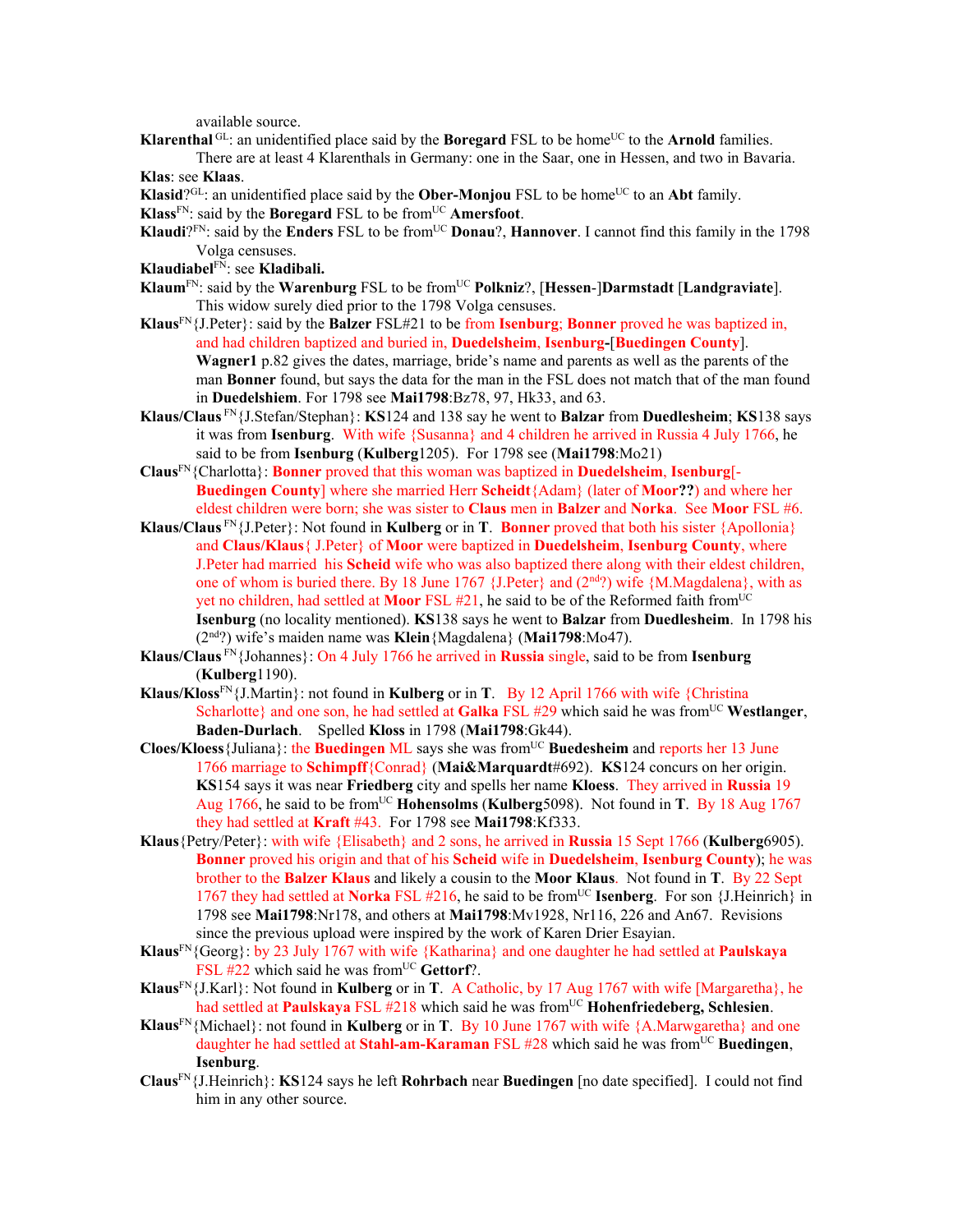available source.

**Klarenthal** [GL]: an unidentified place said by the **Boregard** FSL to be home[UC] to the **Arnold** families. There are at least 4 Klarenthals in Germany: one in the Saar, one in Hessen, and two in Bavaria.

**Klas**: see **Klaas**.

**Klasid**?[GL]: an unidentified place said by the **Ober-Monjou** FSL to be home[UC] to an **Abt** family.

**Klass**[FN]: said by the **Boregard** FSL to be from[UC] **Amersfoot**.

**Klaudi**?[FN]: said by the **Enders** FSL to be from[UC] **Donau**?, **Hannover**. I cannot find this family in the 1798 Volga censuses.

**Klaudiabel**[FN]: see **Kladibali.**

**Klaum**[FN]: said by the **Warenburg** FSL to be from[UC] **Polkniz**?, [**Hessen**-]**Darmstadt** [**Landgraviate**]. This widow surely died prior to the 1798 Volga censuses.

**Klaus**[FN]{J.Peter}: said by the **Balzer** FSL#21 to be from **Isenburg**; **Bonner** proved he was baptized in, and had children baptized and buried in, **Duedelsheim**, **Isenburg**-[**Buedingen County**]. **Wagner1** p.82 gives the dates, marriage, bride's name and parents as well as the parents of the man **Bonner** found, but says the data for the man in the FSL does not match that of the man found in **Duedelshiem**. For 1798 see **Mai1798**:Bz78, 97, Hk33, and 63.

**Klaus/Claus** [FN]{J.Stefan/Stephan}: **KS**124 and 138 say he went to **Balzar** from **Duedlesheim**; **KS**138 says it was from **Isenburg**. With wife {Susanna} and 4 children he arrived in Russia 4 July 1766, he said to be from **Isenburg** (**Kulberg**1205). For 1798 see (**Mai1798**:Mo21)

**Claus**[FN]{Charlotta}: **Bonner** proved that this woman was baptized in **Duedelsheim**, **Isenburg**[-**Buedingen County**] where she married Herr **Scheidt**{Adam} (later of **Moor??**) and where her eldest children were born; she was sister to **Claus** men in **Balzer** and **Norka**. See **Moor** FSL #6.

**Klaus/Claus** [FN]{J.Peter}: Not found in **Kulberg** or in **T**. **Bonner** proved that both his sister {Apollonia} and **Claus/Klaus**{ J.Peter} of **Moor** were baptized in **Duedelsheim**, **Isenburg County**, where J.Peter had married his **Scheid** wife who was also baptized there along with their eldest children, one of whom is buried there. By 18 June 1767 {J.Peter} and (2nd?) wife {M.Magdalena}, with as yet no children, had settled at **Moor** FSL #21, he said to be of the Reformed faith from[UC] **Isenburg** (no locality mentioned). **KS**138 says he went to **Balzar** from **Duedlesheim**. In 1798 his (2nd?) wife's maiden name was **Klein**{Magdalena} (**Mai1798**:Mo47).

**Klaus/Claus** [FN]{Johannes}: On 4 July 1766 he arrived in **Russia** single, said to be from **Isenburg** (**Kulberg**1190).

**Klaus/Kloss**[FN]{J.Martin}: not found in **Kulberg** or in **T**. By 12 April 1766 with wife {Christina Scharlotte} and one son, he had settled at **Galka** FSL #29 which said he was from[UC] **Westlanger**, **Baden-Durlach**. Spelled **Kloss** in 1798 (**Mai1798**:Gk44).

**Cloes/Kloess**{Juliana}: the **Buedingen** ML says she was from[UC] **Buedesheim** and reports her 13 June 1766 marriage to **Schimpff**{Conrad} (**Mai&Marquardt**#692). **KS**124 concurs on her origin. **KS**154 says it was near **Friedberg** city and spells her name **Kloess**. They arrived in **Russia** 19 Aug 1766, he said to be from[UC] **Hohensolms** (**Kulberg**5098). Not found in **T**. By 18 Aug 1767 they had settled at **Kraft** #43. For 1798 see **Mai1798**:Kf333.

**Klaus**{Petry/Peter}: with wife {Elisabeth} and 2 sons, he arrived in **Russia** 15 Sept 1766 (**Kulberg**6905). **Bonner** proved his origin and that of his **Scheid** wife in **Duedelsheim**, **Isenburg County**); he was brother to the **Balzer Klaus** and likely a cousin to the **Moor Klaus**. Not found in **T**. By 22 Sept 1767 they had settled at **Norka** FSL #216, he said to be from[UC] **Isenberg**. For son {J.Heinrich} in 1798 see **Mai1798**:Nr178, and others at **Mai1798**:Mv1928, Nr116, 226 and An67. Revisions since the previous upload were inspired by the work of Karen Drier Esayian.

**Klaus**[FN]{Georg}: by 23 July 1767 with wife {Katharina} and one daughter he had settled at **Paulskaya** FSL #22 which said he was from[UC] **Gettorf**?.

**Klaus**[FN]{J.Karl}: Not found in **Kulberg** or in **T**. A Catholic, by 17 Aug 1767 with wife [Margaretha}, he had settled at **Paulskaya** FSL #218 which said he was from[UC] **Hohenfriedeberg, Schlesien**.

**Klaus**[FN]{Michael}: not found in **Kulberg** or in **T**. By 10 June 1767 with wife {A.Marwgaretha} and one daughter he had settled at **Stahl-am-Karaman** FSL #28 which said he was from[UC] **Buedingen**, **Isenburg**.

**Claus**[FN]{J.Heinrich}: **KS**124 says he left **Rohrbach** near **Buedingen** [no date specified]. I could not find him in any other source.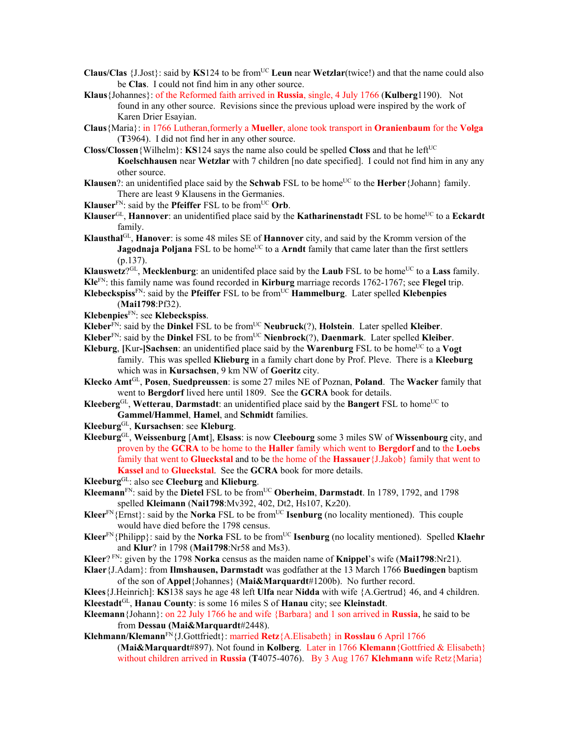**Claus/Clas** {J.Jost}: said by **KS**124 to be from[UC] **Leun** near **Wetzlar**(twice!) and that the name could also be **Clas**. I could not find him in any other source.

**Klaus**{Johannes}: of the Reformed faith arrived in **Russia**, single, 4 July 1766 (**Kulberg**1190). Not found in any other source. Revisions since the previous upload were inspired by the work of Karen Drier Esayian.

**Claus**{Maria}: in 1766 Lutheran,formerly a **Mueller**, alone took transport in **Oranienbaum** for the **Volga** (**T**3964). I did not find her in any other source.

**Closs/Clossen**{Wilhelm}: **KS**124 says the name also could be spelled **Closs** and that he left[UC] **Koelschhausen** near **Wetzlar** with 7 children [no date specified]. I could not find him in any any other source.

**Klausen**?: an unidentified place said by the **Schwab** FSL to be home[UC] to the **Herber**{Johann} family. There are least 9 Klausens in the Germanies.

**Klauser**[FN]: said by the **Pfeiffer** FSL to be from[UC] **Orb**.

**Klauser**[GL], **Hannover**: an unidentified place said by the **Katharinenstadt** FSL to be home[UC] to a **Eckardt** family.

**Klausthal**[GL], **Hanover**: is some 48 miles SE of **Hannover** city, and said by the Kromm version of the **Jagodnaja Poljana** FSL to be home[UC] to a **Arndt** family that came later than the first settlers (p.137).

**Klauswetz**?[GL], **Mecklenburg**: an unidentifed place said by the **Laub** FSL to be home[UC] to a **Lass** family.

**Kle**[FN]: this family name was found recorded in **Kirburg** marriage records 1762-1767; see **Flegel** trip.

**Klebeckspiss**[FN]: said by the **Pfeiffer** FSL to be from[UC] **Hammelburg**. Later spelled **Klebenpies** (**Mai1798**:Pf32).

**Klebenpies**[FN]: see **Klebeckspiss**.

**Kleber**[FN]: said by the **Dinkel** FSL to be from[UC] **Neubruck**(?), **Holstein**. Later spelled **Kleiber**.

**Kleber**[FN]: said by the **Dinkel** FSL to be from[UC] **Nienbrock**(?), **Daenmark**. Later spelled **Kleiber**.

**Kleburg**, **[**Kur-**]Sachsen**: an unidentified place said by the **Warenburg** FSL to be home[UC] to a **Vogt** family. This was spelled **Klieburg** in a family chart done by Prof. Pleve. There is a **Kleeburg** which was in **Kursachsen**, 9 km NW of **Goeritz** city.

**Klecko Amt**[GL], **Posen**, **Suedpreussen**: is some 27 miles NE of Poznan, **Poland**. The **Wacker** family that went to **Bergdorf** lived here until 1809. See the **GCRA** book for details.

**Kleeberg**[GL], **Wetterau**, **Darmstadt**: an unidentified place said by the **Bangert** FSL to home[UC] to **Gammel/Hammel**, **Hamel**, and **Schmidt** families.

**Kleeburg**[GL], **Kursachsen**: see **Kleburg**.

**Kleeburg**[GL], **Weissenburg** [**Amt**], **Elsass**: is now **Cleebourg** some 3 miles SW of **Wissenbourg** city, and proven by the **GCRA** to be home to the **Haller** family which went to **Bergdorf** and to the **Loebs** family that went to **Glueckstal** and to be the home of the **Hassauer**{J.Jakob} family that went to **Kassel** and to **Glueckstal**. See the **GCRA** book for more details.

**Kleeburg**[GL]: also see **Cleeburg** and **Klieburg**.

**Kleemann**[FN]: said by the **Dietel** FSL to be from[UC] **Oberheim**, **Darmstadt**. In 1789, 1792, and 1798 spelled **Kleimann** (**Nai1798**:Mv392, 402, Dt2, Hs107, Kz20).

**Kleer**[FN]{Ernst}: said by the **Norka** FSL to be from[UC] **Isenburg** (no locality mentioned). This couple would have died before the 1798 census.

**Kleer**[FN]{Philipp}: said by the **Norka** FSL to be from[UC] **Isenburg** (no locality mentioned). Spelled **Klaehr** and **Klur**? in 1798 (**Mai1798**:Nr58 and Ms3).

**Kleer**? [FN]: given by the 1798 **Norka** census as the maiden name of **Knippel**'s wife (**Mai1798**:Nr21).

**Klaer**{J.Adam}: from **Ilmshausen, Darmstadt** was godfather at the 13 March 1766 **Buedingen** baptism of the son of **Appel**{Johannes} (**Mai&Marquardt**#1200b). No further record.

**Klees**{J.Heinrich]: **KS**138 says he age 48 left **Ulfa** near **Nidda** with wife {A.Gertrud} 46, and 4 children.

**Kleestadt**[GL], **Hanau County**: is some 16 miles S of **Hanau** city; see **Kleinstadt**.

**Kleemann**{Johann}: on 22 July 1766 he and wife {Barbara} and 1 son arrived in **Russia**, he said to be from **Dessau** (**Mai&Marquardt**#2448).

**Klehmann/Klemann**[FN]{J.Gottfriedt}: married **Retz**{A.Elisabeth} in **Rosslau** 6 April 1766 (**Mai&Marquardt**#897). Not found in **Kolberg**. Later in 1766 **Klemann**{Gottfried & Elisabeth} without children arrived in **Russia** (**T**4075-4076). By 3 Aug 1767 **Klehmann** wife Retz{Maria}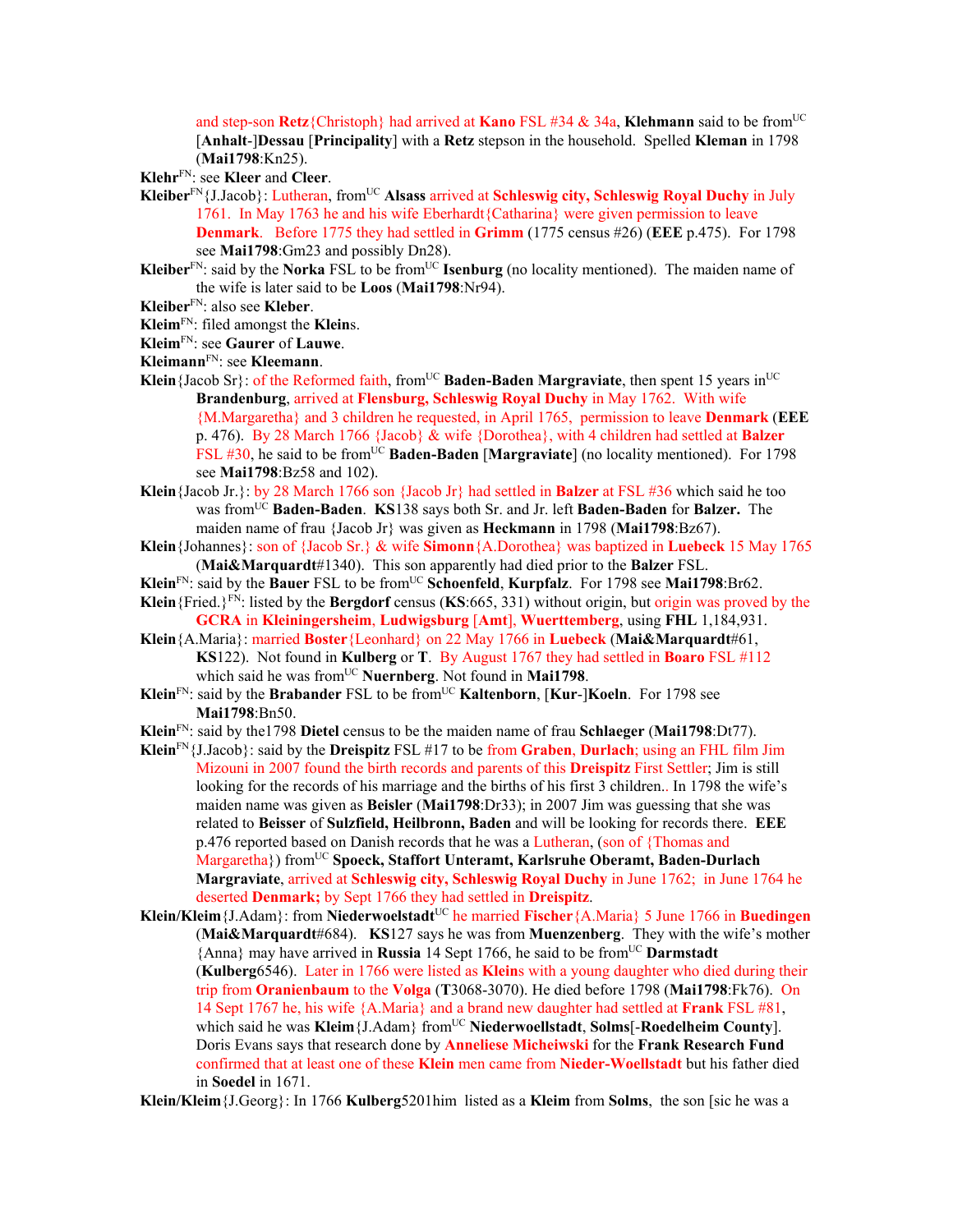and step-son **Retz**{Christoph} had arrived at **Kano** FSL #34 & 34a, **Klehmann** said to be from[UC] [**Anhalt**-]**Dessau** [**Principality**] with a **Retz** stepson in the household. Spelled **Kleman** in 1798 (**Mai1798**:Kn25).

**Klehr**[FN]: see **Kleer** and **Cleer**.

**Kleiber**[FN]{J.Jacob}: Lutheran, from[UC] **Alsass** arrived at **Schleswig city, Schleswig Royal Duchy** in July 1761. In May 1763 he and his wife Eberhardt{Catharina} were given permission to leave **Denmark**. Before 1775 they had settled in **Grimm** (1775 census #26) (**EEE** p.475). For 1798 see **Mai1798**:Gm23 and possibly Dn28).

**Kleiber**[FN]: said by the **Norka** FSL to be from[UC] **Isenburg** (no locality mentioned). The maiden name of the wife is later said to be **Loos** (**Mai1798**:Nr94).

**Kleiber**[FN]: also see **Kleber**.

**Kleim**[FN]: filed amongst the **Klein**s.

**Kleim**[FN]: see **Gaurer** of **Lauwe**.

**Kleimann**[FN]: see **Kleemann**.

**Klein**{Jacob Sr}: of the Reformed faith, from[UC] **Baden-Baden Margraviate**, then spent 15 years in[UC] **Brandenburg**, arrived at **Flensburg, Schleswig Royal Duchy** in May 1762. With wife {M.Margaretha} and 3 children he requested, in April 1765, permission to leave **Denmark** (**EEE** p. 476). By 28 March 1766 {Jacob} & wife {Dorothea}, with 4 children had settled at **Balzer** FSL #30, he said to be from[UC] **Baden-Baden** [**Margraviate**] (no locality mentioned). For 1798 see **Mai1798**:Bz58 and 102).

**Klein**{Jacob Jr.}: by 28 March 1766 son {Jacob Jr} had settled in **Balzer** at FSL #36 which said he too was from[UC] **Baden-Baden**. **KS**138 says both Sr. and Jr. left **Baden-Baden** for **Balzer.** The maiden name of frau {Jacob Jr} was given as **Heckmann** in 1798 (**Mai1798**:Bz67).

**Klein**{Johannes}: son of {Jacob Sr.} & wife **Simonn**{A.Dorothea} was baptized in **Luebeck** 15 May 1765 (**Mai&Marquardt**#1340). This son apparently had died prior to the **Balzer** FSL.

**Klein**[FN]: said by the **Bauer** FSL to be from[UC] **Schoenfeld**, **Kurpfalz**. For 1798 see **Mai1798**:Br62.

**Klein**{Fried.}[FN]: listed by the **Bergdorf** census (**KS**:665, 331) without origin, but origin was proved by the **GCRA** in **Kleiningersheim**, **Ludwigsburg** [**Amt**], **Wuerttemberg**, using **FHL** 1,184,931.

**Klein**{A.Maria}: married **Boster**{Leonhard} on 22 May 1766 in **Luebeck** (**Mai&Marquardt**#61, **KS**122). Not found in **Kulberg** or **T**. By August 1767 they had settled in **Boaro** FSL #112 which said he was from[UC] **Nuernberg**. Not found in **Mai1798**.

**Klein**[FN]: said by the **Brabander** FSL to be from[UC] **Kaltenborn**, [**Kur**-]**Koeln**. For 1798 see **Mai1798**:Bn50.

**Klein**[FN]: said by the1798 **Dietel** census to be the maiden name of frau **Schlaeger** (**Mai1798**:Dt77).

**Klein**[FN]{J.Jacob}: said by the **Dreispitz** FSL #17 to be from **Graben**, **Durlach**; using an FHL film Jim Mizouni in 2007 found the birth records and parents of this **Dreispitz** First Settler; Jim is still looking for the records of his marriage and the births of his first 3 children.. In 1798 the wife's maiden name was given as **Beisler** (**Mai1798**:Dr33); in 2007 Jim was guessing that she was related to **Beisser** of **Sulzfield, Heilbronn, Baden** and will be looking for records there. **EEE** p.476 reported based on Danish records that he was a Lutheran, (son of {Thomas and Margaretha}) from[UC] **Spoeck, Staffort Unteramt, Karlsruhe Oberamt, Baden-Durlach Margraviate**, arrived at **Schleswig city, Schleswig Royal Duchy** in June 1762; in June 1764 he deserted **Denmark;** by Sept 1766 they had settled in **Dreispitz**.

**Klein/Kleim**{J.Adam}: from **Niederwoelstadt**[UC] he married **Fischer**{A.Maria} 5 June 1766 in **Buedingen** (**Mai&Marquardt**#684). **KS**127 says he was from **Muenzenberg**. They with the wife's mother {Anna} may have arrived in **Russia** 14 Sept 1766, he said to be from[UC] **Darmstadt** (**Kulberg**6546). Later in 1766 were listed as **Klein**s with a young daughter who died during their trip from **Oranienbaum** to the **Volga** (**T**3068-3070). He died before 1798 (**Mai1798**:Fk76). On 14 Sept 1767 he, his wife {A.Maria} and a brand new daughter had settled at **Frank** FSL #81, which said he was **Kleim**{J.Adam} from[UC] **Niederwoellstadt**, **Solms**[-**Roedelheim County**]. Doris Evans says that research done by **Anneliese Micheiwski** for the **Frank Research Fund** confirmed that at least one of these **Klein** men came from **Nieder-Woellstadt** but his father died in **Soedel** in 1671.

**Klein/Kleim**{J.Georg}: In 1766 **Kulberg**5201him listed as a **Kleim** from **Solms**, the son [sic he was a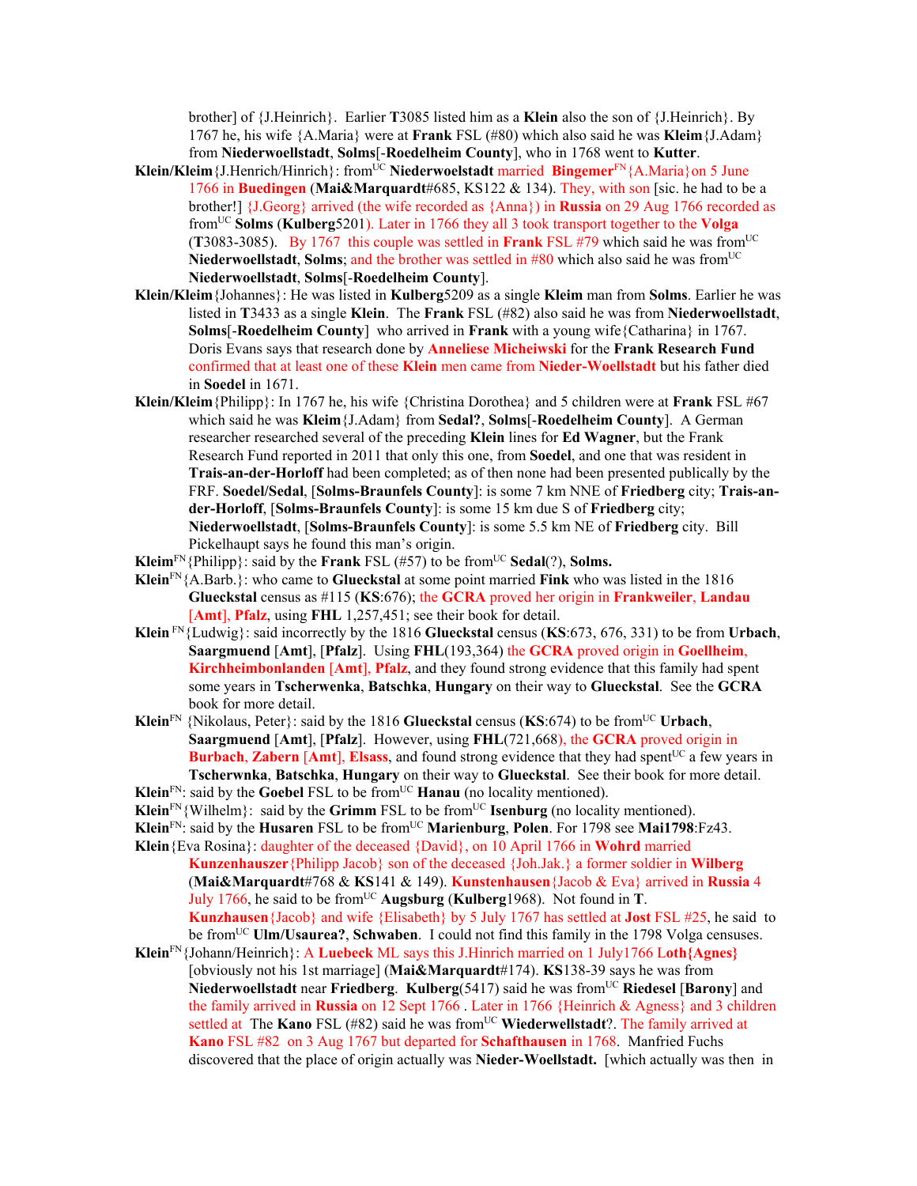brother] of {J.Heinrich}. Earlier **T**3085 listed him as a **Klein** also the son of {J.Heinrich}. By 1767 he, his wife {A.Maria} were at **Frank** FSL (#80) which also said he was **Kleim**{J.Adam} from **Niederwoellstadt**, **Solms**[-**Roedelheim County**], who in 1768 went to **Kutter**.

**Klein/Kleim**{J.Henrich/Hinrich}: from[UC] **Niederwoelstadt** married **Bingemer**[FN]{A.Maria}on 5 June 1766 in **Buedingen** (**Mai&Marquardt**#685, KS122 & 134). They, with son [sic. he had to be a brother!] {J.Georg} arrived (the wife recorded as {Anna}) in **Russia** on 29 Aug 1766 recorded as from[UC] **Solms** (**Kulberg**5201). Later in 1766 they all 3 took transport together to the **Volga** (**T**3083-3085). By 1767 this couple was settled in **Frank** FSL #79 which said he was from[UC] **Niederwoellstadt**, **Solms**; and the brother was settled in #80 which also said he was from[UC] **Niederwoellstadt**, **Solms**[-**Roedelheim County**].

**Klein/Kleim**{Johannes}: He was listed in **Kulberg**5209 as a single **Kleim** man from **Solms**. Earlier he was listed in **T**3433 as a single **Klein**. The **Frank** FSL (#82) also said he was from **Niederwoellstadt**, **Solms**[-**Roedelheim County**] who arrived in **Frank** with a young wife{Catharina} in 1767. Doris Evans says that research done by **Anneliese Micheiwski** for the **Frank Research Fund** confirmed that at least one of these **Klein** men came from **Nieder-Woellstadt** but his father died in **Soedel** in 1671.

**Klein/Kleim**{Philipp}: In 1767 he, his wife {Christina Dorothea} and 5 children were at **Frank** FSL #67 which said he was **Kleim**{J.Adam} from **Sedal?**, **Solms**[-**Roedelheim County**]. A German researcher researched several of the preceding **Klein** lines for **Ed Wagner**, but the Frank Research Fund reported in 2011 that only this one, from **Soedel**, and one that was resident in **Trais-an-der-Horloff** had been completed; as of then none had been presented publically by the FRF. **Soedel/Sedal**, [**Solms-Braunfels County**]: is some 7 km NNE of **Friedberg** city; **Trais-an-der-Horloff**, [**Solms-Braunfels County**]: is some 15 km due S of **Friedberg** city; **Niederwoellstadt**, [**Solms-Braunfels County**]: is some 5.5 km NE of **Friedberg** city. Bill Pickelhaupt says he found this man's origin.

**Kleim**[FN]{Philipp}: said by the **Frank** FSL (#57) to be from[UC] **Sedal**(?), **Solms.**

**Klein**[FN]{A.Barb.}: who came to **Glueckstal** at some point married **Fink** who was listed in the 1816 **Glueckstal** census as #115 (**KS**:676); the **GCRA** proved her origin in **Frankweiler**, **Landau** [**Amt**], **Pfalz**, using **FHL** 1,257,451; see their book for detail.

**Klein** [FN]{Ludwig}: said incorrectly by the 1816 **Glueckstal** census (**KS**:673, 676, 331) to be from **Urbach**, **Saargmuend** [**Amt**], [**Pfalz**]. Using **FHL**(193,364) the **GCRA** proved origin in **Goellheim**, **Kirchheimbonlanden [Amt]**, **Pfalz**, and they found strong evidence that this family had spent some years in **Tscherwenka**, **Batschka**, **Hungary** on their way to **Glueckstal**. See the **GCRA** book for more detail.

**Klein**[FN] {Nikolaus, Peter}: said by the 1816 **Glueckstal** census (**KS**:674) to be from[UC] **Urbach**, **Saargmuend** [**Amt**], [**Pfalz**]. However, using **FHL**(721,668), the **GCRA** proved origin in **Burbach**, **Zabern** [**Amt**], **Elsass**, and found strong evidence that they had spent[UC] a few years in **Tscherwnka**, **Batschka**, **Hungary** on their way to **Glueckstal**. See their book for more detail.

**Klein**[FN]: said by the **Goebel** FSL to be from[UC] **Hanau** (no locality mentioned).

**Klein**[FN]{Wilhelm}: said by the **Grimm** FSL to be from[UC] **Isenburg** (no locality mentioned).

**Klein**[FN]: said by the **Husaren** FSL to be from[UC] **Marienburg**, **Polen**. For 1798 see **Mai1798**:Fz43.

**Klein**{Eva Rosina}: daughter of the deceased {David}, on 10 April 1766 in **Wohrd** married **Kunzenhauszer**{Philipp Jacob} son of the deceased {Joh.Jak.} a former soldier in **Wilberg** (**Mai&Marquardt**#768 & **KS**141 & 149). **Kunstenhausen**{Jacob & Eva} arrived in **Russia** 4 July 1766, he said to be from[UC] **Augsburg** (**Kulberg**1968). Not found in **T**. **Kunzhausen**{Jacob} and wife {Elisabeth} by 5 July 1767 has settled at **Jost** FSL #25, he said to be from[UC] **Ulm/Usaurea?**, **Schwaben**. I could not find this family in the 1798 Volga censuses.

**Klein**[FN]{Johann/Heinrich}: A **Luebeck** ML says this J.Hinrich married on 1 July1766 **Loth{Agnes}** [obviously not his 1st marriage] (**Mai&Marquardt**#174). **KS**138-39 says he was from **Niederwoellstadt** near **Friedberg**. **Kulberg**(5417) said he was from[UC] **Riedesel** [**Barony**] and the family arrived in **Russia** on 12 Sept 1766 . Later in 1766 {Heinrich & Agness} and 3 children settled at The **Kano** FSL (#82) said he was from[UC] **Wiederwellstadt**?. The family arrived at **Kano** FSL #82 on 3 Aug 1767 but departed for **Schafthausen** in 1768. Manfried Fuchs discovered that the place of origin actually was **Nieder-Woellstadt.** [which actually was then in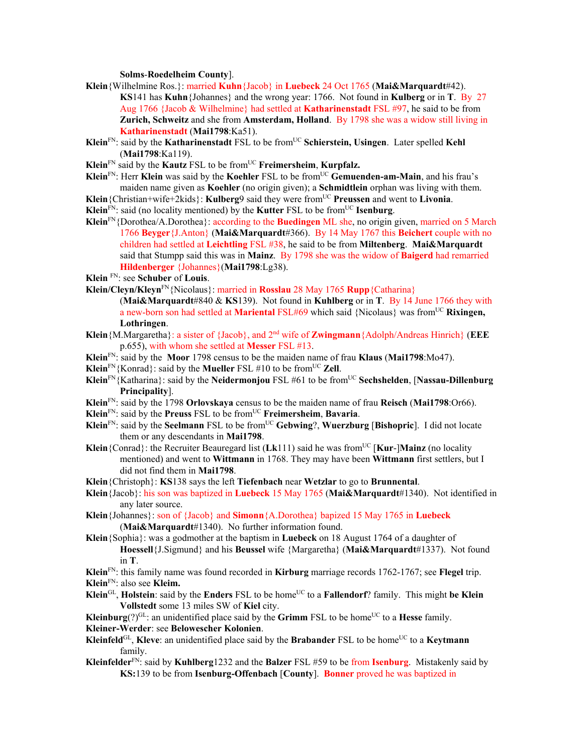**Solms**-**Roedelheim County**].

**Klein**{Wilhelmine Ros.}: married **Kuhn**{Jacob} in **Luebeck** 24 Oct 1765 (**Mai&Marquardt**#42). **KS**141 has **Kuhn**{Johannes} and the wrong year: 1766. Not found in **Kulberg** or in **T**. By 27 Aug 1766 {Jacob & Wilhelmine} had settled at **Katharinenstadt** FSL #97, he said to be from **Zurich, Schweitz** and she from **Amsterdam, Holland**. By 1798 she was a widow still living in **Katharinenstadt** (**Mai1798**:Ka51).

**Klein**[FN]: said by the **Katharinenstadt** FSL to be from[UC] **Schierstein, Usingen**. Later spelled **Kehl** (**Mai1798**:Ka119).

**Klein**[FN] said by the **Kautz** FSL to be from[UC] **Freimersheim**, **Kurpfalz.**

**Klein**[FN]: Herr **Klein** was said by the **Koehler** FSL to be from[UC] **Gemuenden-am-Main**, and his frau's maiden name given as **Koehler** (no origin given); a **Schmidtlein** orphan was living with them.

**Klein**{Christian+wife+2kids}: **Kulberg**9 said they were from[UC] **Preussen** and went to **Livonia**.

**Klein**[FN]: said (no locality mentioned) by the **Kutter** FSL to be from[UC] **Isenburg**.

**Klein**[FN]{Dorothea/A.Dorothea}: according to the **Buedingen** ML she, no origin given, married on 5 March 1766 **Beyger**{J.Anton} (**Mai&Marquardt**#366). By 14 May 1767 this **Beichert** couple with no children had settled at **Leichtling** FSL #38, he said to be from **Miltenberg**. **Mai&Marquardt** said that Stumpp said this was in **Mainz**. By 1798 she was the widow of **Baigerd** had remarried **Hildenberger** {Johannes}(**Mai1798**:Lg38).

**Klein** [FN]: see **Schuber** of **Louis**.

**Klein/Cleyn/Kleyn**[FN]{Nicolaus}: married in **Rosslau** 28 May 1765 **Rupp**{Catharina} (**Mai&Marquardt**#840 & **KS**139). Not found in **Kuhlberg** or in **T**. By 14 June 1766 they with a new-born son had settled at **Mariental** FSL#69 which said {Nicolaus} was from[UC] **Rixingen, Lothringen**.

**Klein**{M.Margaretha}: a sister of {Jacob}, and 2nd wife of **Zwingmann**{Adolph/Andreas Hinrich} (**EEE** p.655), with whom she settled at **Messer** FSL #13.

**Klein**[FN]: said by the **Moor** 1798 census to be the maiden name of frau **Klaus** (**Mai1798**:Mo47).

**Klein**[FN]{Konrad}: said by the **Mueller** FSL #10 to be from[UC] **Zell**.

**Klein**[FN]{Katharina}: said by the **Neidermonjou** FSL #61 to be from[UC] **Sechshelden**, [**Nassau-Dillenburg Principality**].

**Klein**[FN]: said by the 1798 **Orlovskaya** census to be the maiden name of frau **Reisch** (**Mai1798**:Or66).

**Klein**[FN]: said by the **Preuss** FSL to be from[UC] **Freimersheim, Bavaria**.

**Klein**[FN]: said by the **Seelmann** FSL to be from[UC] **Gebwing**?, **Wuerzburg** [**Bishopric**]. I did not locate them or any descendants in **Mai1798**.

**Klein**{Conrad}: the Recruiter Beauregard list (**Lk**111) said he was from[UC] [**Kur**-]**Mainz** (no locality mentioned) and went to **Wittmann** in 1768. They may have been **Wittmann** first settlers, but I did not find them in **Mai1798**.

**Klein**{Christoph}: **KS**138 says the left **Tiefenbach** near **Wetzlar** to go to **Brunnental**.

**Klein**{Jacob}: his son was baptized in **Luebeck** 15 May 1765 (**Mai&Marquardt**#1340). Not identified in any later source.

**Klein**{Johannes}: son of {Jacob} and **Simonn**{A.Dorothea} bapized 15 May 1765 in **Luebeck** (**Mai&Marquardt**#1340). No further information found.

**Klein**{Sophia}: was a godmother at the baptism in **Luebeck** on 18 August 1764 of a daughter of **Hoessell**{J.Sigmund} and his **Beussel** wife {Margaretha} (**Mai&Marquardt**#1337). Not found in **T**.

**Klein**[FN]: this family name was found recorded in **Kirburg** marriage records 1762-1767; see **Flegel** trip.

**Klein**[FN]: also see **Kleim.**

**Klein**[GL], **Holstein**: said by the **Enders** FSL to be home[UC] to a **Fallendorf**? family. This might **be Klein Vollstedt** some 13 miles SW of **Kiel** city.

**Kleinburg**(?)[GL]: an unidentified place said by the **Grimm** FSL to be home[UC] to a **Hesse** family.

**Kleiner-Werder**: see **Belowescher Kolonien**.

**Kleinfeld**[GL], **Kleve**: an unidentified place said by the **Brabander** FSL to be home[UC] to a **Keytmann** family.

**Kleinfelder**[FN]: said by **Kuhlberg**1232 and the **Balzer** FSL #59 to be from **Isenburg**. Mistakenly said by **KS:**139 to be from **Isenburg-Offenbach** [**County**]. **Bonner** proved he was baptized in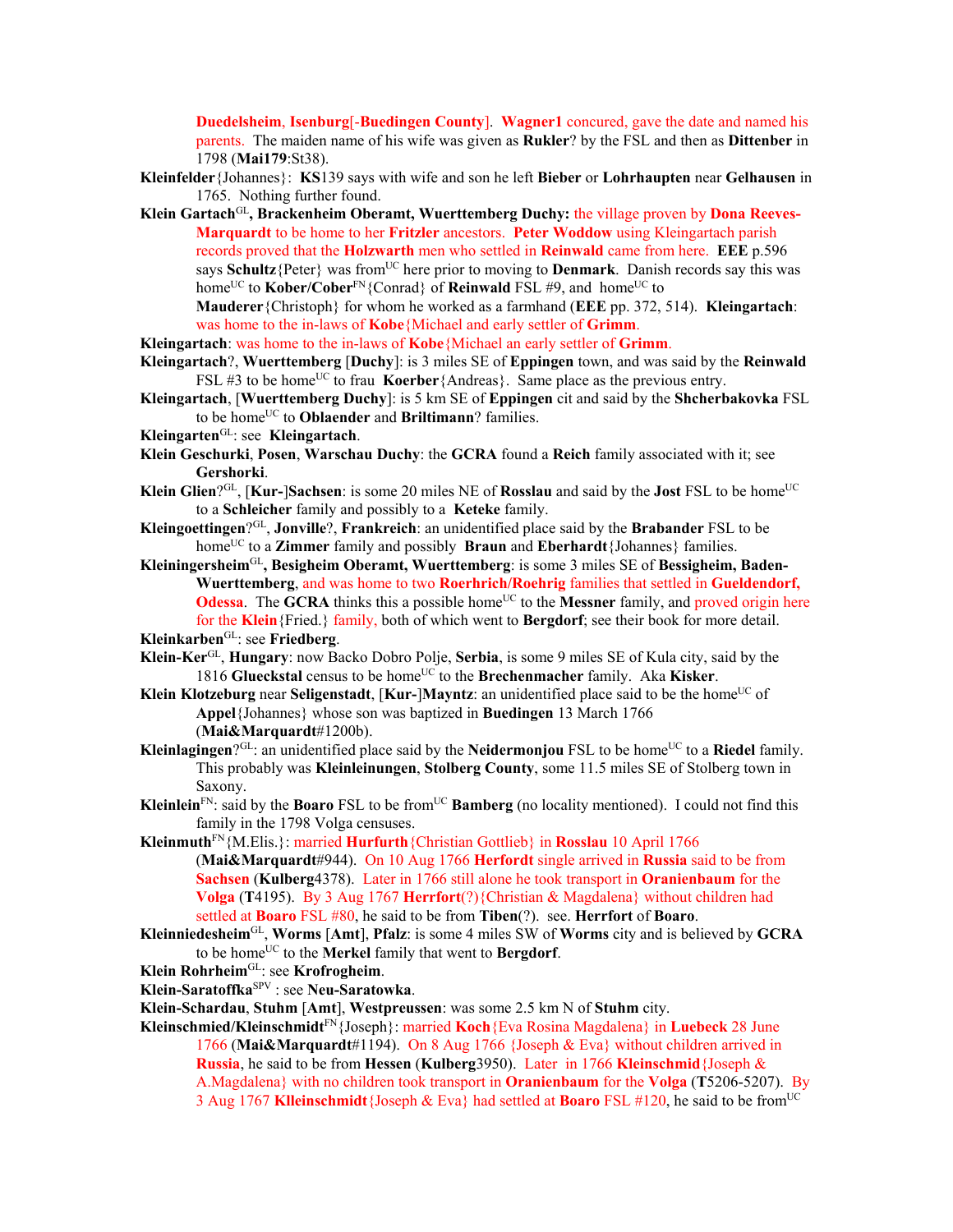**Duedelsheim**, **Isenburg**[-**Buedingen County**]. **Wagner1** concured, gave the date and named his parents. The maiden name of his wife was given as **Rukler**? by the FSL and then as **Dittenber** in 1798 (**Mai179**:St38).

**Kleinfelder**{Johannes}: **KS**139 says with wife and son he left **Bieber** or **Lohrhaupten** near **Gelhausen** in 1765. Nothing further found.

**Klein Gartach**[GL]**, Brackenheim Oberamt, Wuerttemberg Duchy:** the village proven by **Dona Reeves-Marquardt** to be home to her **Fritzler** ancestors. **Peter Woddow** using Kleingartach parish records proved that the **Holzwarth** men who settled in **Reinwald** came from here. **EEE** p.596 says **Schultz**{Peter} was from[UC] here prior to moving to **Denmark**. Danish records say this was home[UC] to **Kober/Cober**[FN]{Conrad} of **Reinwald** FSL #9, and home[UC] to **Mauderer**{Christoph} for whom he worked as a farmhand (**EEE** pp. 372, 514). **Kleingartach**: was home to the in-laws of **Kobe**{Michael and early settler of **Grimm**.

**Kleingartach**: was home to the in-laws of **Kobe**{Michael an early settler of **Grimm**.

**Kleingartach**?, **Wuerttemberg** [**Duchy**]: is 3 miles SE of **Eppingen** town, and was said by the **Reinwald** FSL #3 to be home[UC] to frau **Koerber**{Andreas}. Same place as the previous entry.

**Kleingartach**, [**Wuerttemberg Duchy**]: is 5 km SE of **Eppingen** cit and said by the **Shcherbakovka** FSL to be home[UC] to **Oblaender** and **Briltimann**? families.

**Kleingarten**[GL]: see **Kleingartach**.

**Klein Geschurki**, **Posen**, **Warschau Duchy**: the **GCRA** found a **Reich** family associated with it; see **Gershorki**.

**Klein Glien**?[GL], [**Kur-**]**Sachsen**: is some 20 miles NE of **Rosslau** and said by the **Jost** FSL to be home[UC] to a **Schleicher** family and possibly to a **Keteke** family.

**Kleingoettingen**?[GL], **Jonville**?, **Frankreich**: an unidentified place said by the **Brabander** FSL to be home[UC] to a **Zimmer** family and possibly **Braun** and **Eberhardt**{Johannes} families.

**Kleiningersheim**[GL]**, Besigheim Oberamt, Wuerttemberg**: is some 3 miles SE of **Bessigheim, Baden-Wuerttemberg**, and was home to two **Roerhrich/Roehrig** families that settled in **Gueldendorf, Odessa**. The **GCRA** thinks this a possible home[UC] to the **Messner** family, and proved origin here for the **Klein**{Fried.} family, both of which went to **Bergdorf**; see their book for more detail.

**Kleinkarben**[GL]: see **Friedberg**.

**Klein-Ker**[GL], **Hungary**: now Backo Dobro Polje, **Serbia**, is some 9 miles SE of Kula city, said by the 1816 **Glueckstal** census to be home[UC] to the **Brechenmacher** family. Aka **Kisker**.

**Klein Klotzeburg** near **Seligenstadt**, [**Kur-**]**Mayntz**: an unidentified place said to be the home[UC] of **Appel**{Johannes} whose son was baptized in **Buedingen** 13 March 1766 (**Mai&Marquardt**#1200b).

**Kleinlagingen**?[GL]: an unidentified place said by the **Neidermonjou** FSL to be home[UC] to a **Riedel** family. This probably was **Kleinleinungen**, **Stolberg County**, some 11.5 miles SE of Stolberg town in Saxony.

**Kleinlein**[FN]: said by the **Boaro** FSL to be from[UC] **Bamberg** (no locality mentioned). I could not find this family in the 1798 Volga censuses.

**Kleinmuth**[FN]{M.Elis.}: married **Hurfurth**{Christian Gottlieb} in **Rosslau** 10 April 1766 (**Mai&Marquardt**#944). On 10 Aug 1766 **Herfordt** single arrived in **Russia** said to be from **Sachsen** (**Kulberg**4378). Later in 1766 still alone he took transport in **Oranienbaum** for the **Volga** (**T**4195). By 3 Aug 1767 **Herrfort**(?){Christian & Magdalena} without children had settled at **Boaro** FSL #80, he said to be from **Tiben**(?). see. **Herrfort** of **Boaro**.

**Kleinniedesheim**[GL], **Worms** [**Amt**], **Pfalz**: is some 4 miles SW of **Worms** city and is believed by **GCRA** to be home[UC] to the **Merkel** family that went to **Bergdorf**.

**Klein Rohrheim**[GL]: see **Krofrogheim**.

**Klein-Saratoffka**[SPV] : see **Neu-Saratowka**.

**Klein-Schardau**, **Stuhm** [**Amt**], **Westpreussen**: was some 2.5 km N of **Stuhm** city.

**Kleinschmied/Kleinschmidt**[FN]{Joseph}: married **Koch**{Eva Rosina Magdalena} in **Luebeck** 28 June 1766 (**Mai&Marquardt**#1194). On 8 Aug 1766 {Joseph & Eva} without children arrived in **Russia**, he said to be from **Hessen** (**Kulberg**3950). Later in 1766 **Kleinschmid**{Joseph & A.Magdalena} with no children took transport in **Oranienbaum** for the **Volga** (**T**5206-5207). By 3 Aug 1767 **Klleinschmidt**{Joseph & Eva} had settled at **Boaro** FSL #120, he said to be from[UC]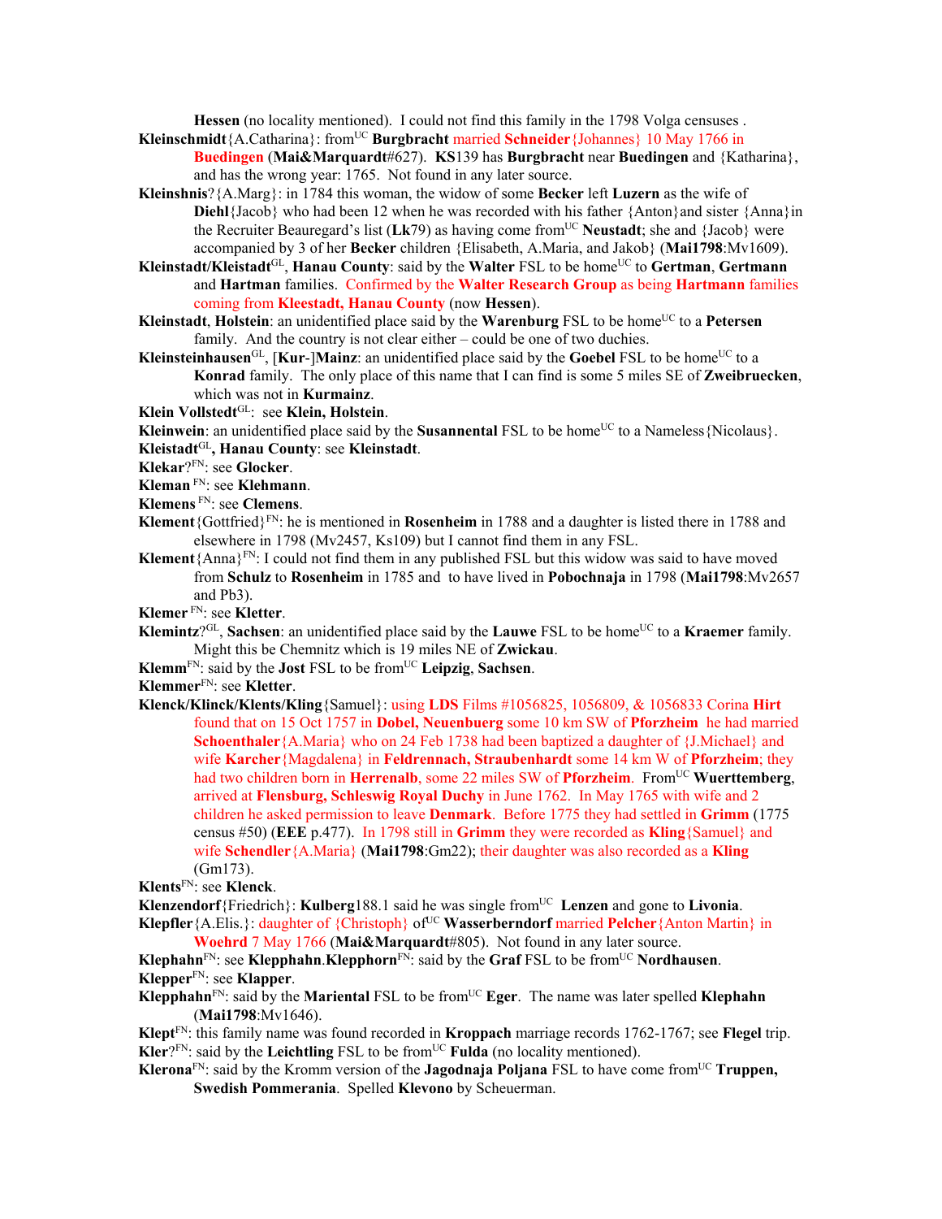**Hessen** (no locality mentioned). I could not find this family in the 1798 Volga censuses .

**Kleinschmidt**{A.Catharina}: from[UC] **Burgbracht** married **Schneider**{Johannes} 10 May 1766 in **Buedingen** (**Mai&Marquardt**#627). **KS**139 has **Burgbracht** near **Buedingen** and {Katharina}, and has the wrong year: 1765. Not found in any later source.

**Kleinshnis**?{A.Marg}: in 1784 this woman, the widow of some **Becker** left **Luzern** as the wife of **Diehl**{Jacob} who had been 12 when he was recorded with his father {Anton}and sister {Anna}in the Recruiter Beauregard's list (**Lk**79) as having come from[UC] **Neustadt**; she and {Jacob} were accompanied by 3 of her **Becker** children {Elisabeth, A.Maria, and Jakob} (**Mai1798**:Mv1609).

**Kleinstadt/Kleistadt**[GL], **Hanau County**: said by the **Walter** FSL to be home[UC] to **Gertman**, **Gertmann** and **Hartman** families. Confirmed by the **Walter Research Group** as being **Hartmann** families coming from **Kleestadt, Hanau County** (now **Hessen**).

**Kleinstadt**, **Holstein**: an unidentified place said by the **Warenburg** FSL to be home[UC] to a **Petersen** family. And the country is not clear either – could be one of two duchies.

**Kleinsteinhausen**[GL], [**Kur**-]**Mainz**: an unidentified place said by the **Goebel** FSL to be home[UC] to a **Konrad** family. The only place of this name that I can find is some 5 miles SE of **Zweibruecken**, which was not in **Kurmainz**.

**Klein Vollstedt**[GL]: see **Klein, Holstein**.

**Kleinwein**: an unidentified place said by the **Susannental** FSL to be home[UC] to a Nameless{Nicolaus}.

**Kleistadt**[GL]**, Hanau County**: see **Kleinstadt**.

**Klekar**?[FN]: see **Glocker**.

**Kleman** [FN]: see **Klehmann**.

**Klemens** [FN]: see **Clemens**.

**Klement**{Gottfried}[FN]: he is mentioned in **Rosenheim** in 1788 and a daughter is listed there in 1788 and elsewhere in 1798 (Mv2457, Ks109) but I cannot find them in any FSL.

**Klement**{Anna}[FN]: I could not find them in any published FSL but this widow was said to have moved from **Schulz** to **Rosenheim** in 1785 and to have lived in **Pobochnaja** in 1798 (**Mai1798**:Mv2657 and Pb3).

**Klemer** [FN]: see **Kletter**.

**Klemintz**?[GL], **Sachsen**: an unidentified place said by the **Lauwe** FSL to be home[UC] to a **Kraemer** family. Might this be Chemnitz which is 19 miles NE of **Zwickau**.

**Klemm**[FN]: said by the **Jost** FSL to be from[UC] **Leipzig**, **Sachsen**.

**Klemmer**[FN]: see **Kletter**.

**Klenck/Klinck/Klents/Kling**{Samuel}: using **LDS** Films #1056825, 1056809, & 1056833 Corina **Hirt** found that on 15 Oct 1757 in **Dobel, Neuenbuerg** some 10 km SW of **Pforzheim** he had married **Schoenthaler**{A.Maria} who on 24 Feb 1738 had been baptized a daughter of {J.Michael} and wife **Karcher**{Magdalena} in **Feldrennach, Straubenhardt** some 14 km W of **Pforzheim**; they had two children born in **Herrenalb**, some 22 miles SW of **Pforzheim**. From[UC] **Wuerttemberg**, arrived at **Flensburg, Schleswig Royal Duchy** in June 1762. In May 1765 with wife and 2 children he asked permission to leave **Denmark**. Before 1775 they had settled in **Grimm** (1775 census #50) (**EEE** p.477). In 1798 still in **Grimm** they were recorded as **Kling**{Samuel} and wife **Schendler**{A.Maria} (**Mai1798**:Gm22); their daughter was also recorded as a **Kling** (Gm173).

**Klents**[FN]: see **Klenck**.

**Klenzendorf**{Friedrich}: **Kulberg**188.1 said he was single from[UC] **Lenzen** and gone to **Livonia**.

**Klepfler**{A.Elis.}: daughter of {Christoph} of[UC] **Wasserberndorf** married **Pelcher**{Anton Martin} in **Woehrd** 7 May 1766 (**Mai&Marquardt**#805). Not found in any later source.

**Klephahn**[FN]: see **Klepphahn**.**Klepphorn**[FN]: said by the **Graf** FSL to be from[UC] **Nordhausen**.

**Klepper**[FN]: see **Klapper**.

**Klepphahn**[FN]: said by the **Mariental** FSL to be from[UC] **Eger**. The name was later spelled **Klephahn** (**Mai1798**:Mv1646).

**Klept**[FN]: this family name was found recorded in **Kroppach** marriage records 1762-1767; see **Flegel** trip.

**Kler**?[FN]: said by the **Leichtling** FSL to be from[UC] **Fulda** (no locality mentioned).

**Klerona**[FN]: said by the Kromm version of the **Jagodnaja Poljana** FSL to have come from[UC] **Truppen, Swedish Pommerania**. Spelled **Klevono** by Scheuerman.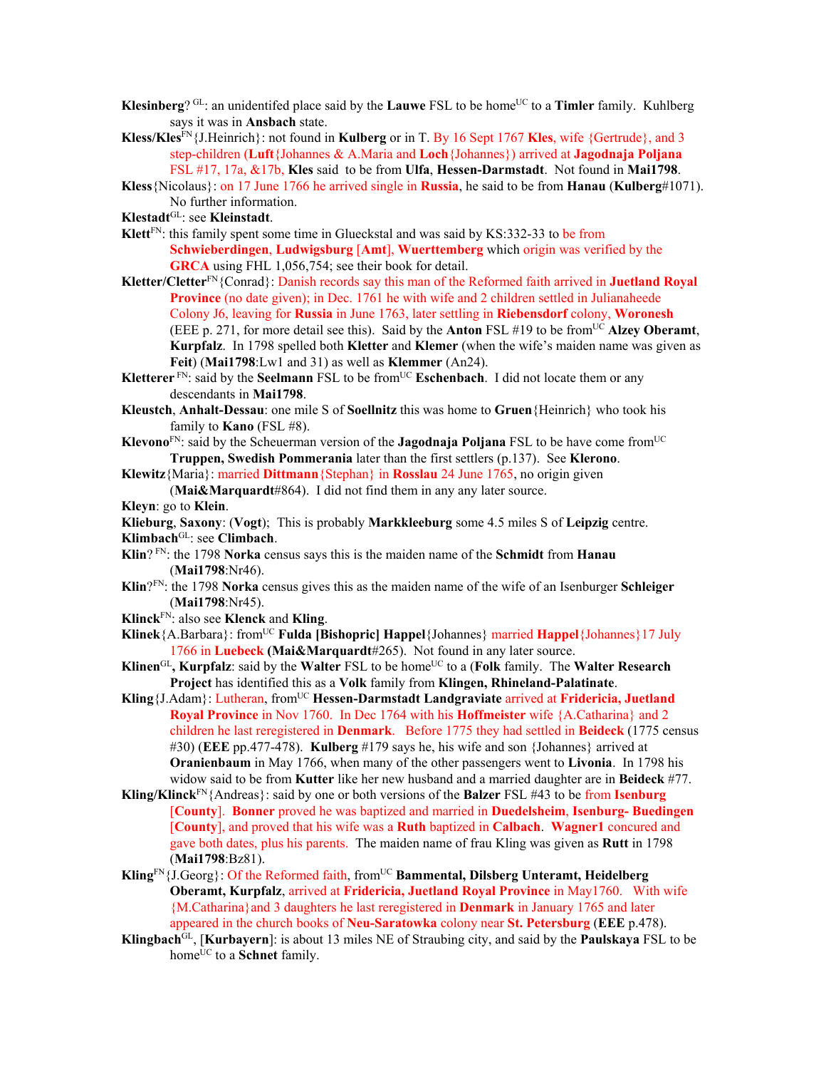**Klesinberg**? [GL]: an unidentifed place said by the **Lauwe** FSL to be home[UC] to a **Timler** family. Kuhlberg says it was in **Ansbach** state.

**Kless/Kles**[FN]{J.Heinrich}: not found in **Kulberg** or in T. By 16 Sept 1767 **Kles**, wife {Gertrude}, and 3 step-children (**Luft**{Johannes & A.Maria and **Loch**{Johannes}) arrived at **Jagodnaja Poljana** FSL #17, 17a, &17b, **Kles** said to be from **Ulfa**, **Hessen-Darmstadt**. Not found in **Mai1798**.

**Kless**{Nicolaus}: on 17 June 1766 he arrived single in **Russia**, he said to be from **Hanau** (**Kulberg**#1071). No further information.

**Klestadt**[GL]: see **Kleinstadt**.

**Klett**[FN]: this family spent some time in Glueckstal and was said by KS:332-33 to be from **Schwieberdingen**, **Ludwigsburg** [**Amt**], **Wuerttemberg** which origin was verified by the **GRCA** using FHL 1,056,754; see their book for detail.

**Kletter/Cletter**[FN]{Conrad}: Danish records say this man of the Reformed faith arrived in **Juetland Royal Province** (no date given); in Dec. 1761 he with wife and 2 children settled in Julianaheede Colony J6, leaving for **Russia** in June 1763, later settling in **Riebensdorf** colony, **Woronesh** (EEE p. 271, for more detail see this). Said by the **Anton** FSL #19 to be from[UC] **Alzey Oberamt**, **Kurpfalz**. In 1798 spelled both **Kletter** and **Klemer** (when the wife's maiden name was given as **Feit**) (**Mai1798**:Lw1 and 31) as well as **Klemmer** (An24).

**Kletterer** [FN]: said by the **Seelmann** FSL to be from[UC] **Eschenbach**. I did not locate them or any descendants in **Mai1798**.

**Kleustch**, **Anhalt-Dessau**: one mile S of **Soellnitz** this was home to **Gruen**{Heinrich} who took his family to **Kano** (FSL #8).

**Klevono**[FN]: said by the Scheuerman version of the **Jagodnaja Poljana** FSL to be have come from[UC] **Truppen, Swedish Pommerania** later than the first settlers (p.137). See **Klerono**.

**Klewitz**{Maria}: married **Dittmann**{Stephan} in **Rosslau** 24 June 1765, no origin given (**Mai&Marquardt**#864). I did not find them in any any later source.

**Kleyn**: go to **Klein**.

**Klieburg**, **Saxony**: (**Vogt**); This is probably **Markkleeburg** some 4.5 miles S of **Leipzig** centre.

**Klimbach**[GL]: see **Climbach**.

**Klin**? [FN]: the 1798 **Norka** census says this is the maiden name of the **Schmidt** from **Hanau** (**Mai1798**:Nr46).

**Klin**?[FN]: the 1798 **Norka** census gives this as the maiden name of the wife of an Isenburger **Schleiger** (**Mai1798**:Nr45).

**Klinck**[FN]: also see **Klenck** and **Kling**.

**Klinek**{A.Barbara}: from[UC] **Fulda [Bishopric] Happel**{Johannes} married **Happel**{Johannes}17 July 1766 in **Luebeck** (**Mai&Marquardt**#265). Not found in any later source.

**Klinen**[GL]**, Kurpfalz**: said by the **Walter** FSL to be home[UC] to a (**Folk** family. The **Walter Research Project** has identified this as a **Volk** family from **Klingen, Rhineland-Palatinate**.

**Kling**{J.Adam}: Lutheran, from[UC] **Hessen-Darmstadt Landgraviate** arrived at **Fridericia, Juetland Royal Province** in Nov 1760. In Dec 1764 with his **Hoffmeister** wife {A.Catharina} and 2 children he last reregistered in **Denmark**. Before 1775 they had settled in **Beideck** (1775 census #30) (**EEE** pp.477-478). **Kulberg** #179 says he, his wife and son {Johannes} arrived at **Oranienbaum** in May 1766, when many of the other passengers went to **Livonia**. In 1798 his widow said to be from **Kutter** like her new husband and a married daughter are in **Beideck** #77.

**Kling/Klinck**[FN]{Andreas}: said by one or both versions of the **Balzer** FSL #43 to be from **Isenburg** [**County**]. **Bonner** proved he was baptized and married in **Duedelsheim**, **Isenburg- Buedingen** [**County**], and proved that his wife was a **Ruth** baptized in **Calbach**. **Wagner1** concured and gave both dates, plus his parents. The maiden name of frau Kling was given as **Rutt** in 1798 (**Mai1798**:Bz81).

**Kling**[FN]{J.Georg}: Of the Reformed faith, from[UC] **Bammental, Dilsberg Unteramt, Heidelberg Oberamt, Kurpfalz**, arrived at **Fridericia, Juetland Royal Province** in May1760. With wife {M.Catharina}and 3 daughters he last reregistered in **Denmark** in January 1765 and later appeared in the church books of **Neu-Saratowka** colony near **St. Petersburg** (**EEE** p.478).

**Klingbach**[GL], [**Kurbayern**]: is about 13 miles NE of Straubing city, and said by the **Paulskaya** FSL to be home[UC] to a **Schnet** family.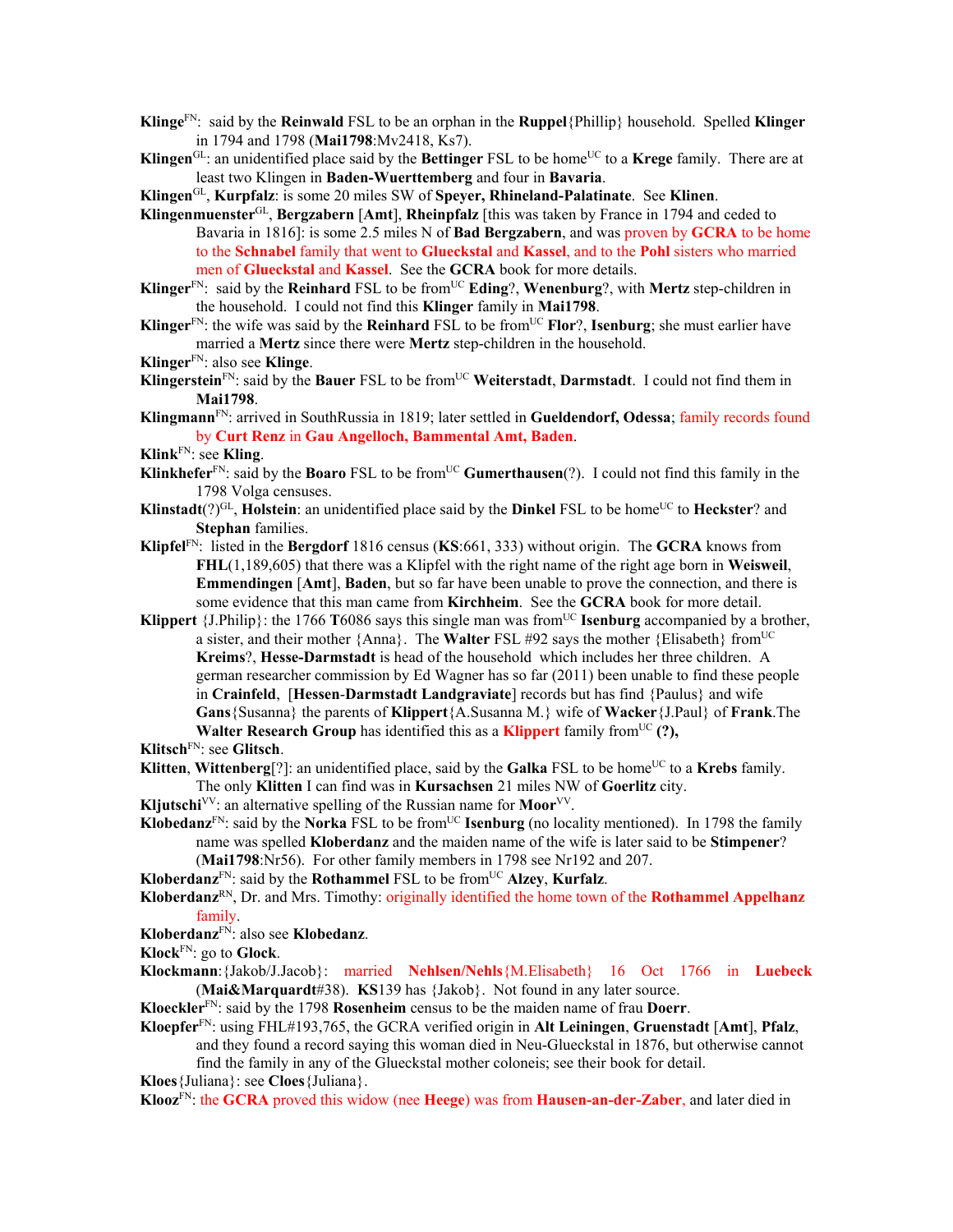**Klinge**[FN]: said by the **Reinwald** FSL to be an orphan in the **Ruppel**{Phillip} household. Spelled **Klinger** in 1794 and 1798 (**Mai1798**:Mv2418, Ks7).

**Klingen**[GL]: an unidentified place said by the **Bettinger** FSL to be home[UC] to a **Krege** family. There are at least two Klingen in **Baden-Wuerttemberg** and four in **Bavaria**.

**Klingen**[GL], **Kurpfalz**: is some 20 miles SW of **Speyer, Rhineland-Palatinate**. See **Klinen**.

**Klingenmuenster**[GL], **Bergzabern** [**Amt**], **Rheinpfalz** [this was taken by France in 1794 and ceded to Bavaria in 1816]: is some 2.5 miles N of **Bad Bergzabern**, and was proven by **GCRA** to be home to the **Schnabel** family that went to **Glueckstal** and **Kassel**, and to the **Pohl** sisters who married men of **Glueckstal** and **Kassel**. See the **GCRA** book for more details.

**Klinger**[FN]: said by the **Reinhard** FSL to be from[UC] **Eding**?, **Wenenburg**?, with **Mertz** step-children in the household. I could not find this **Klinger** family in **Mai1798**.

**Klinger**[FN]: the wife was said by the **Reinhard** FSL to be from[UC] **Flor**?, **Isenburg**; she must earlier have married a **Mertz** since there were **Mertz** step-children in the household.

**Klinger**[FN]: also see **Klinge**.

**Klingerstein**[FN]: said by the **Bauer** FSL to be from[UC] **Weiterstadt**, **Darmstadt**. I could not find them in **Mai1798**.

**Klingmann**[FN]: arrived in SouthRussia in 1819; later settled in **Gueldendorf, Odessa**; family records found by **Curt Renz** in **Gau Angelloch, Bammental Amt, Baden**.

**Klink**[FN]: see **Kling**.

**Klinkhefer**[FN]: said by the **Boaro** FSL to be from[UC] **Gumerthausen**(?). I could not find this family in the 1798 Volga censuses.

**Klinstadt**(?)[GL], **Holstein**: an unidentified place said by the **Dinkel** FSL to be home[UC] to **Heckster**? and **Stephan** families.

**Klipfel**[FN]: listed in the **Bergdorf** 1816 census (**KS**:661, 333) without origin. The **GCRA** knows from **FHL**(1,189,605) that there was a Klipfel with the right name of the right age born in **Weisweil**, **Emmendingen** [**Amt**], **Baden**, but so far have been unable to prove the connection, and there is some evidence that this man came from **Kirchheim**. See the **GCRA** book for more detail.

**Klippert** {J.Philip}: the 1766 **T**6086 says this single man was from[UC] **Isenburg** accompanied by a brother, a sister, and their mother {Anna}. The **Walter** FSL #92 says the mother {Elisabeth} from[UC] **Kreims**?, **Hesse-Darmstadt** is head of the household which includes her three children. A german researcher commission by Ed Wagner has so far (2011) been unable to find these people in **Crainfeld**, [**Hessen**-**Darmstadt Landgraviate**] records but has find {Paulus} and wife **Gans**{Susanna} the parents of **Klippert**{A.Susanna M.} wife of **Wacker**{J.Paul} of **Frank**.The **Walter Research Group** has identified this as a **Klippert** family from[UC] **(?),**

**Klitsch**[FN]: see **Glitsch**.

**Klitten**, **Wittenberg**[?]: an unidentified place, said by the **Galka** FSL to be home[UC] to a **Krebs** family. The only **Klitten** I can find was in **Kursachsen** 21 miles NW of **Goerlitz** city.

**Kljutschi**[VV]: an alternative spelling of the Russian name for **Moor**[VV].

**Klobedanz**[FN]: said by the **Norka** FSL to be from[UC] **Isenburg** (no locality mentioned). In 1798 the family name was spelled **Kloberdanz** and the maiden name of the wife is later said to be **Stimpener**? (**Mai1798**:Nr56). For other family members in 1798 see Nr192 and 207.

**Kloberdanz**[FN]: said by the **Rothammel** FSL to be from[UC] **Alzey**, **Kurfalz**.

**Kloberdanz**[RN], Dr. and Mrs. Timothy: originally identified the home town of the **Rothammel Appelhanz** family.

**Kloberdanz**[FN]: also see **Klobedanz**.

**Klock**[FN]: go to **Glock**.

**Klockmann**:{Jakob/J.Jacob}: married **Nehlsen/Nehls**{M.Elisabeth} 16 Oct 1766 in **Luebeck** (**Mai&Marquardt**#38). **KS**139 has {Jakob}. Not found in any later source.

**Kloeckler**[FN]: said by the 1798 **Rosenheim** census to be the maiden name of frau **Doerr**.

**Kloepfer**[FN]: using FHL#193,765, the GCRA verified origin in **Alt Leiningen**, **Gruenstadt** [**Amt**], **Pfalz**, and they found a record saying this woman died in Neu-Glueckstal in 1876, but otherwise cannot find the family in any of the Glueckstal mother coloneis; see their book for detail.

**Kloes**{Juliana}: see **Cloes**{Juliana}.

**Klooz**[FN]: the **GCRA** proved this widow (nee **Heege**) was from **Hausen-an-der-Zaber**, and later died in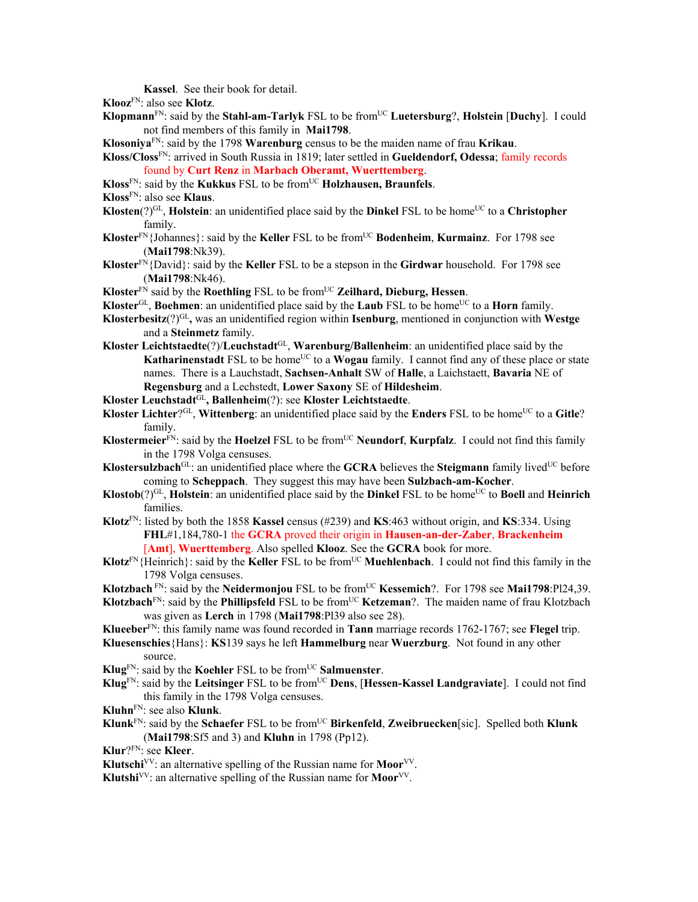**Kassel**. See their book for detail.

**Klooz**FN: also see **Klotz**.

**Klopmann**FN: said by the **Stahl-am-Tarlyk** FSL to be fromUC **Luetersburg**?, **Holstein** [**Duchy**]. I could not find members of this family in **Mai1798**.

**Klosoniya**FN: said by the 1798 **Warenburg** census to be the maiden name of frau **Krikau**.

**Kloss/Closs**FN: arrived in South Russia in 1819; later settled in **Glueldendorf, Odessa**; family records found by **Curt Renz** in **Marbach Oberamt, Wuerttemberg**.

**Kloss**FN: said by the **Kukkus** FSL to be fromUC **Holzhausen, Braunfels**.

**Kloss**FN: also see **Klaus**.

**Klosten**(?)GL, **Holstein**: an unidentified place said by the **Dinkel** FSL to be homeUC to a **Christopher** family.

**Kloster**FN{Johannes}: said by the **Keller** FSL to be fromUC **Bodenheim**, **Kurmainz**. For 1798 see (**Mai1798**:Nk39).

**Kloster**FN{David}: said by the **Keller** FSL to be a stepson in the **Girdwar** household. For 1798 see (**Mai1798**:Nk46).

**Kloster**FN said by the **Roethling** FSL to be fromUC **Zeilhard, Dieburg, Hessen**.

**Kloster**GL, **Boehmen**: an unidentified place said by the **Laub** FSL to be homeUC to a **Horn** family.

**Klosterbesitz**(?)GL, was an unidentified region within **Isenburg**, mentioned in conjunction with **Westge** and a **Steinmetz** family.

**Kloster Leichtstaedte**(?)/**Leuchstadt**GL, **Warenburg/Ballenheim**: an unidentified place said by the **Katharinenstadt** FSL to be homeUC to a **Wogau** family. I cannot find any of these place or state names. There is a Lauchstadt, **Sachsen-Anhalt** SW of **Halle**, a Laichstaett, **Bavaria** NE of **Regensburg** and a Lechstedt, **Lower Saxony** SE of **Hildesheim**.

**Kloster Leuchstadt**GL**, Ballenheim**(?): see **Kloster Leichtstaedte**.

**Kloster Lichter**?GL, **Wittenberg**: an unidentified place said by the **Enders** FSL to be homeUC to a **Gitle**? family.

**Klostermeier**FN: said by the **Hoelzel** FSL to be fromUC **Neundorf**, **Kurpfalz**. I could not find this family in the 1798 Volga censuses.

**Klostersulzbach**GL: an unidentified place where the **GCRA** believes the **Steigmann** family livedUC before coming to **Scheppach**. They suggest this may have been **Sulzbach-am-Kocher**.

**Klostob**(?)GL, **Holstein**: an unidentified place said by the **Dinkel** FSL to be homeUC to **Boell** and **Heinrich** families.

**Klotz**FN: listed by both the 1858 **Kassel** census (#239) and **KS**:463 without origin, and **KS**:334. Using **FHL**#1,184,780-1 the **GCRA** proved their origin in **Hausen-an-der-Zaber**, **Brackenheim** [**Amt**], **Wuerttemberg**. Also spelled **Klooz**. See the **GCRA** book for more.

**Klotz**FN{Heinrich}: said by the **Keller** FSL to be fromUC **Muehlenbach**. I could not find this family in the 1798 Volga censuses.

**Klotzbach** FN: said by the **Neidermonjou** FSL to be fromUC **Kessemich**?. For 1798 see **Mai1798**:Pl24,39.

**Klotzbach**FN: said by the **Phillipsfeld** FSL to be fromUC **Ketzeman**?. The maiden name of frau Klotzbach was given as **Lerch** in 1798 (**Mai1798**:Pl39 also see 28).

**Klueeber**FN: this family name was found recorded in **Tann** marriage records 1762-1767; see **Flegel** trip.

**Kluesenschies**{Hans}: **KS**139 says he left **Hammelburg** near **Wuerzburg**. Not found in any other source.

**Klug**FN: said by the **Koehler** FSL to be fromUC **Salmuenster**.

**Klug**FN: said by the **Leitsinger** FSL to be fromUC **Dens**, [**Hessen-Kassel Landgraviate**]. I could not find this family in the 1798 Volga censuses.

**Kluhn**FN: see also **Klunk**.

**Klunk**FN: said by the **Schaefer** FSL to be fromUC **Birkenfeld**, **Zweibruecken**[sic]. Spelled both **Klunk** (**Mai1798**:Sf5 and 3) and **Kluhn** in 1798 (Pp12).

**Klur**?FN: see **Kleer**.

**Klutschi**VV: an alternative spelling of the Russian name for **Moor**VV.

**Klutshi**VV: an alternative spelling of the Russian name for **Moor**VV.